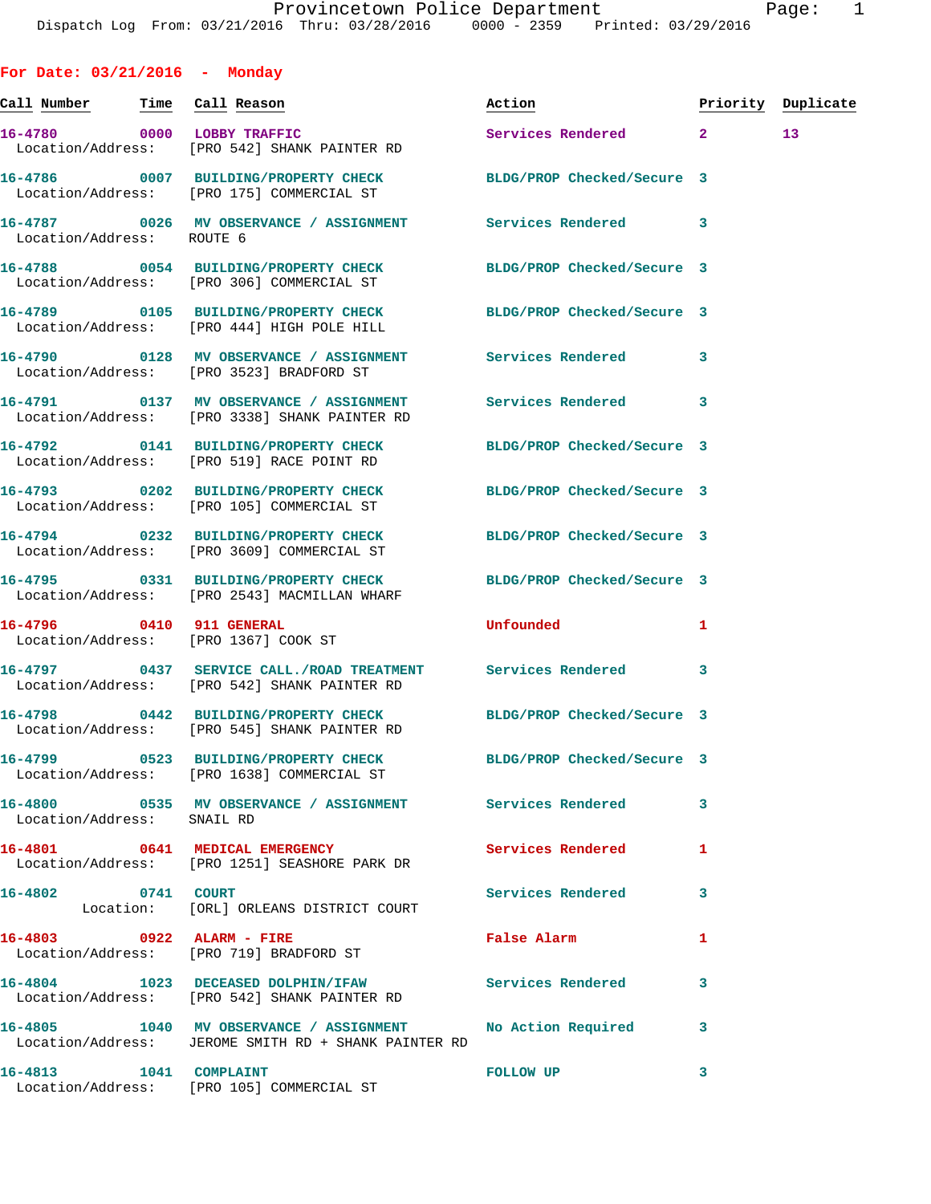Dispatch Log From: 03/21/2016 Thru: 03/28/2016 0000 - 2359 Printed: 03/29/2016

## For Date: 03/21/2016 - Monday

| Call Number | Time | Call Reason | Action | Priority | Duplicate |
|---|---|---|---|---|---|
| 16-4780 | 0000 | LOBBY TRAFFIC | Services Rendered | 2 | 13 |
| Location/Address: | | [PRO 542] SHANK PAINTER RD | | | |
| 16-4786 | 0007 | BUILDING/PROPERTY CHECK | BLDG/PROP Checked/Secure | 3 | |
| Location/Address: | | [PRO 175] COMMERCIAL ST | | | |
| 16-4787 | 0026 | MV OBSERVANCE / ASSIGNMENT | Services Rendered | 3 | |
| Location/Address: | | ROUTE 6 | | | |
| 16-4788 | 0054 | BUILDING/PROPERTY CHECK | BLDG/PROP Checked/Secure | 3 | |
| Location/Address: | | [PRO 306] COMMERCIAL ST | | | |
| 16-4789 | 0105 | BUILDING/PROPERTY CHECK | BLDG/PROP Checked/Secure | 3 | |
| Location/Address: | | [PRO 444] HIGH POLE HILL | | | |
| 16-4790 | 0128 | MV OBSERVANCE / ASSIGNMENT | Services Rendered | 3 | |
| Location/Address: | | [PRO 3523] BRADFORD ST | | | |
| 16-4791 | 0137 | MV OBSERVANCE / ASSIGNMENT | Services Rendered | 3 | |
| Location/Address: | | [PRO 3338] SHANK PAINTER RD | | | |
| 16-4792 | 0141 | BUILDING/PROPERTY CHECK | BLDG/PROP Checked/Secure | 3 | |
| Location/Address: | | [PRO 519] RACE POINT RD | | | |
| 16-4793 | 0202 | BUILDING/PROPERTY CHECK | BLDG/PROP Checked/Secure | 3 | |
| Location/Address: | | [PRO 105] COMMERCIAL ST | | | |
| 16-4794 | 0232 | BUILDING/PROPERTY CHECK | BLDG/PROP Checked/Secure | 3 | |
| Location/Address: | | [PRO 3609] COMMERCIAL ST | | | |
| 16-4795 | 0331 | BUILDING/PROPERTY CHECK | BLDG/PROP Checked/Secure | 3 | |
| Location/Address: | | [PRO 2543] MACMILLAN WHARF | | | |
| 16-4796 | 0410 | 911 GENERAL | Unfounded | 1 | |
| Location/Address: | | [PRO 1367] COOK ST | | | |
| 16-4797 | 0437 | SERVICE CALL./ROAD TREATMENT | Services Rendered | 3 | |
| Location/Address: | | [PRO 542] SHANK PAINTER RD | | | |
| 16-4798 | 0442 | BUILDING/PROPERTY CHECK | BLDG/PROP Checked/Secure | 3 | |
| Location/Address: | | [PRO 545] SHANK PAINTER RD | | | |
| 16-4799 | 0523 | BUILDING/PROPERTY CHECK | BLDG/PROP Checked/Secure | 3 | |
| Location/Address: | | [PRO 1638] COMMERCIAL ST | | | |
| 16-4800 | 0535 | MV OBSERVANCE / ASSIGNMENT | Services Rendered | 3 | |
| Location/Address: | | SNAIL RD | | | |
| 16-4801 | 0641 | MEDICAL EMERGENCY | Services Rendered | 1 | |
| Location/Address: | | [PRO 1251] SEASHORE PARK DR | | | |
| 16-4802 | 0741 | COURT | Services Rendered | 3 | |
| Location: | | [ORL] ORLEANS DISTRICT COURT | | | |
| 16-4803 | 0922 | ALARM - FIRE | False Alarm | 1 | |
| Location/Address: | | [PRO 719] BRADFORD ST | | | |
| 16-4804 | 1023 | DECEASED DOLPHIN/IFAW | Services Rendered | 3 | |
| Location/Address: | | [PRO 542] SHANK PAINTER RD | | | |
| 16-4805 | 1040 | MV OBSERVANCE / ASSIGNMENT | No Action Required | 3 | |
| Location/Address: | | JEROME SMITH RD + SHANK PAINTER RD | | | |
| 16-4813 | 1041 | COMPLAINT | FOLLOW UP | 3 | |
| Location/Address: | | [PRO 105] COMMERCIAL ST | | | |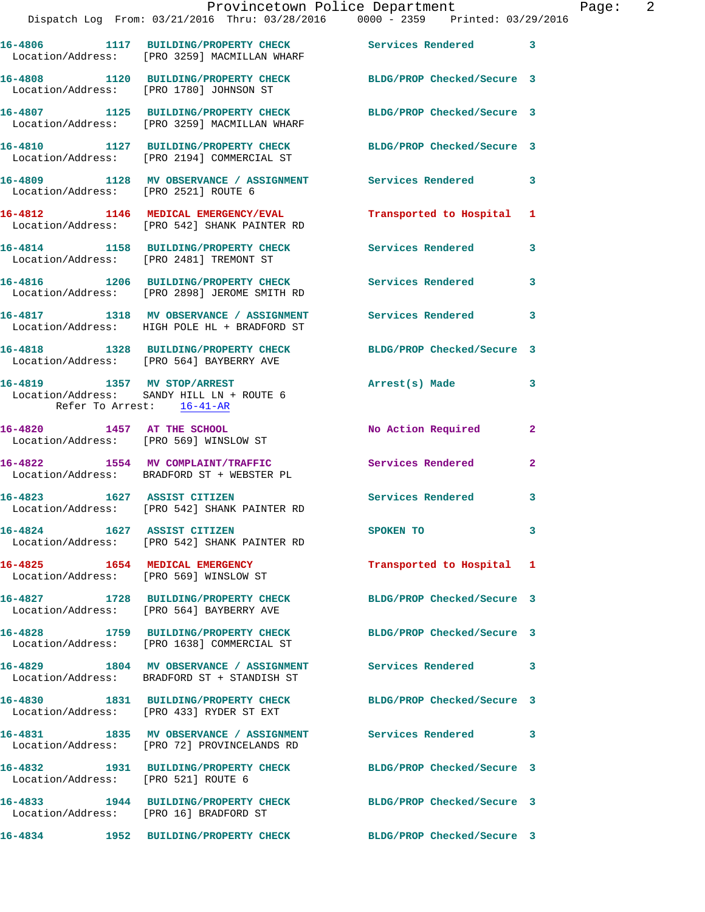16-4806 1117 BUILDING/PROPERTY CHECK Services Rendered 3
Location/Address: [PRO 3259] MACMILLAN WHARF

16-4808 1120 BUILDING/PROPERTY CHECK BLDG/PROP Checked/Secure 3
Location/Address: [PRO 1780] JOHNSON ST

16-4807 1125 BUILDING/PROPERTY CHECK BLDG/PROP Checked/Secure 3
Location/Address: [PRO 3259] MACMILLAN WHARF

16-4810 1127 BUILDING/PROPERTY CHECK BLDG/PROP Checked/Secure 3
Location/Address: [PRO 2194] COMMERCIAL ST

16-4809 1128 MV OBSERVANCE / ASSIGNMENT Services Rendered 3
Location/Address: [PRO 2521] ROUTE 6

16-4812 1146 MEDICAL EMERGENCY/EVAL Transported to Hospital 1
Location/Address: [PRO 542] SHANK PAINTER RD

16-4814 1158 BUILDING/PROPERTY CHECK Services Rendered 3
Location/Address: [PRO 2481] TREMONT ST

16-4816 1206 BUILDING/PROPERTY CHECK Services Rendered 3
Location/Address: [PRO 2898] JEROME SMITH RD

16-4817 1318 MV OBSERVANCE / ASSIGNMENT Services Rendered 3
Location/Address: HIGH POLE HL + BRADFORD ST

16-4818 1328 BUILDING/PROPERTY CHECK BLDG/PROP Checked/Secure 3
Location/Address: [PRO 564] BAYBERRY AVE

16-4819 1357 MV STOP/ARREST Arrest(s) Made 3
Location/Address: SANDY HILL LN + ROUTE 6
Refer To Arrest: 16-41-AR

16-4820 1457 AT THE SCHOOL No Action Required 2
Location/Address: [PRO 569] WINSLOW ST

16-4822 1554 MV COMPLAINT/TRAFFIC Services Rendered 2
Location/Address: BRADFORD ST + WEBSTER PL

16-4823 1627 ASSIST CITIZEN Services Rendered 3
Location/Address: [PRO 542] SHANK PAINTER RD

16-4824 1627 ASSIST CITIZEN SPOKEN TO 3
Location/Address: [PRO 542] SHANK PAINTER RD

16-4825 1654 MEDICAL EMERGENCY Transported to Hospital 1
Location/Address: [PRO 569] WINSLOW ST

16-4827 1728 BUILDING/PROPERTY CHECK BLDG/PROP Checked/Secure 3
Location/Address: [PRO 564] BAYBERRY AVE

16-4828 1759 BUILDING/PROPERTY CHECK BLDG/PROP Checked/Secure 3
Location/Address: [PRO 1638] COMMERCIAL ST

16-4829 1804 MV OBSERVANCE / ASSIGNMENT Services Rendered 3
Location/Address: BRADFORD ST + STANDISH ST

16-4830 1831 BUILDING/PROPERTY CHECK BLDG/PROP Checked/Secure 3
Location/Address: [PRO 433] RYDER ST EXT

16-4831 1835 MV OBSERVANCE / ASSIGNMENT Services Rendered 3
Location/Address: [PRO 72] PROVINCELANDS RD

16-4832 1931 BUILDING/PROPERTY CHECK BLDG/PROP Checked/Secure 3
Location/Address: [PRO 521] ROUTE 6

16-4833 1944 BUILDING/PROPERTY CHECK BLDG/PROP Checked/Secure 3
Location/Address: [PRO 16] BRADFORD ST

16-4834 1952 BUILDING/PROPERTY CHECK BLDG/PROP Checked/Secure 3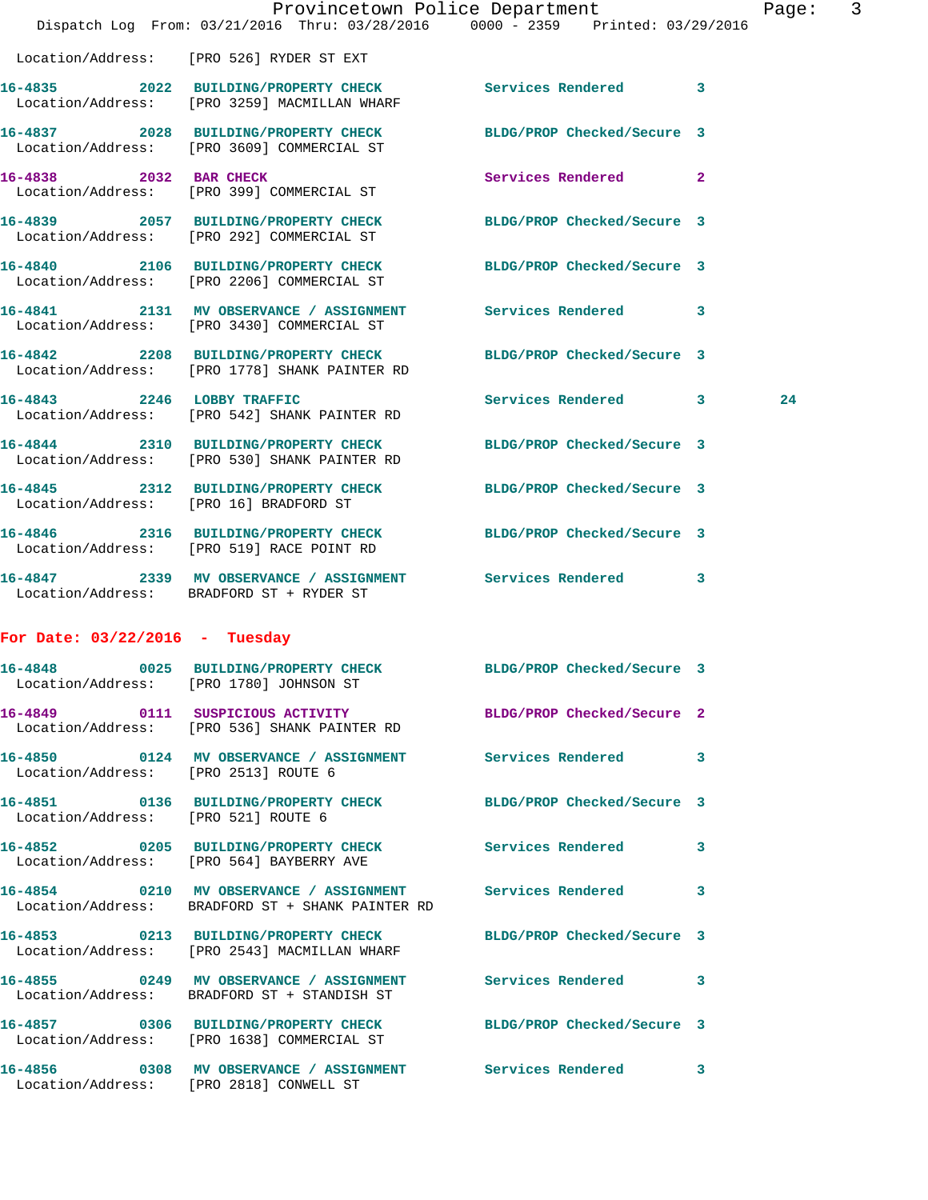Location/Address: [PRO 526] RYDER ST EXT

16-4835 2022 BUILDING/PROPERTY CHECK Services Rendered 3
Location/Address: [PRO 3259] MACMILLAN WHARF

16-4837 2028 BUILDING/PROPERTY CHECK BLDG/PROP Checked/Secure 3
Location/Address: [PRO 3609] COMMERCIAL ST

16-4838 2032 BAR CHECK Services Rendered 2
Location/Address: [PRO 399] COMMERCIAL ST

16-4839 2057 BUILDING/PROPERTY CHECK BLDG/PROP Checked/Secure 3
Location/Address: [PRO 292] COMMERCIAL ST

16-4840 2106 BUILDING/PROPERTY CHECK BLDG/PROP Checked/Secure 3
Location/Address: [PRO 2206] COMMERCIAL ST

16-4841 2131 MV OBSERVANCE / ASSIGNMENT Services Rendered 3
Location/Address: [PRO 3430] COMMERCIAL ST

16-4842 2208 BUILDING/PROPERTY CHECK BLDG/PROP Checked/Secure 3
Location/Address: [PRO 1778] SHANK PAINTER RD

16-4843 2246 LOBBY TRAFFIC Services Rendered 3 24
Location/Address: [PRO 542] SHANK PAINTER RD

16-4844 2310 BUILDING/PROPERTY CHECK BLDG/PROP Checked/Secure 3
Location/Address: [PRO 530] SHANK PAINTER RD

16-4845 2312 BUILDING/PROPERTY CHECK BLDG/PROP Checked/Secure 3
Location/Address: [PRO 16] BRADFORD ST

16-4846 2316 BUILDING/PROPERTY CHECK BLDG/PROP Checked/Secure 3
Location/Address: [PRO 519] RACE POINT RD

16-4847 2339 MV OBSERVANCE / ASSIGNMENT Services Rendered 3
Location/Address: BRADFORD ST + RYDER ST

## For Date: 03/22/2016 - Tuesday

16-4848 0025 BUILDING/PROPERTY CHECK BLDG/PROP Checked/Secure 3
Location/Address: [PRO 1780] JOHNSON ST

16-4849 0111 SUSPICIOUS ACTIVITY BLDG/PROP Checked/Secure 2
Location/Address: [PRO 536] SHANK PAINTER RD

16-4850 0124 MV OBSERVANCE / ASSIGNMENT Services Rendered 3
Location/Address: [PRO 2513] ROUTE 6

16-4851 0136 BUILDING/PROPERTY CHECK BLDG/PROP Checked/Secure 3
Location/Address: [PRO 521] ROUTE 6

16-4852 0205 BUILDING/PROPERTY CHECK Services Rendered 3
Location/Address: [PRO 564] BAYBERRY AVE

16-4854 0210 MV OBSERVANCE / ASSIGNMENT Services Rendered 3
Location/Address: BRADFORD ST + SHANK PAINTER RD

16-4853 0213 BUILDING/PROPERTY CHECK BLDG/PROP Checked/Secure 3
Location/Address: [PRO 2543] MACMILLAN WHARF

16-4855 0249 MV OBSERVANCE / ASSIGNMENT Services Rendered 3
Location/Address: BRADFORD ST + STANDISH ST

16-4857 0306 BUILDING/PROPERTY CHECK BLDG/PROP Checked/Secure 3
Location/Address: [PRO 1638] COMMERCIAL ST

16-4856 0308 MV OBSERVANCE / ASSIGNMENT Services Rendered 3
Location/Address: [PRO 2818] CONWELL ST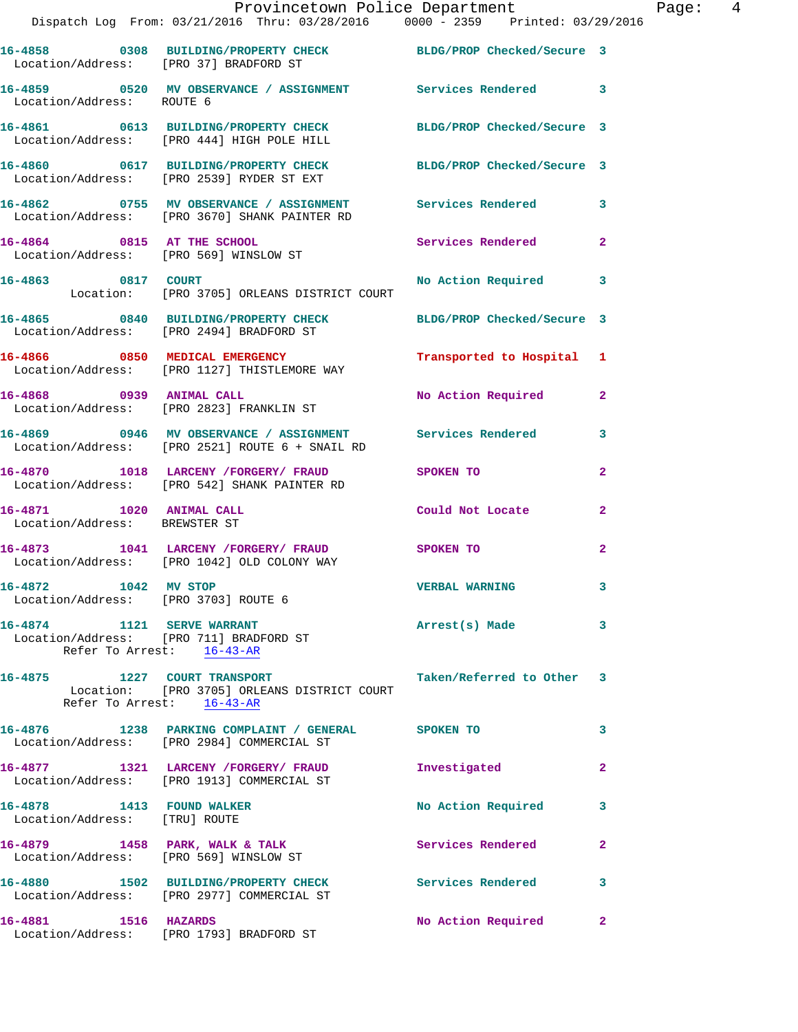16-4858 0308 BUILDING/PROPERTY CHECK BLDG/PROP Checked/Secure 3
Location/Address: [PRO 37] BRADFORD ST

16-4859 0520 MV OBSERVANCE / ASSIGNMENT Services Rendered 3
Location/Address: ROUTE 6

16-4861 0613 BUILDING/PROPERTY CHECK BLDG/PROP Checked/Secure 3
Location/Address: [PRO 444] HIGH POLE HILL

16-4860 0617 BUILDING/PROPERTY CHECK BLDG/PROP Checked/Secure 3
Location/Address: [PRO 2539] RYDER ST EXT

16-4862 0755 MV OBSERVANCE / ASSIGNMENT Services Rendered 3
Location/Address: [PRO 3670] SHANK PAINTER RD

16-4864 0815 AT THE SCHOOL Services Rendered 2
Location/Address: [PRO 569] WINSLOW ST

16-4863 0817 COURT No Action Required 3
Location: [PRO 3705] ORLEANS DISTRICT COURT

16-4865 0840 BUILDING/PROPERTY CHECK BLDG/PROP Checked/Secure 3
Location/Address: [PRO 2494] BRADFORD ST

16-4866 0850 MEDICAL EMERGENCY Transported to Hospital 1
Location/Address: [PRO 1127] THISTLEMORE WAY

16-4868 0939 ANIMAL CALL No Action Required 2
Location/Address: [PRO 2823] FRANKLIN ST

16-4869 0946 MV OBSERVANCE / ASSIGNMENT Services Rendered 3
Location/Address: [PRO 2521] ROUTE 6 + SNAIL RD

16-4870 1018 LARCENY /FORGERY/ FRAUD SPOKEN TO 2
Location/Address: [PRO 542] SHANK PAINTER RD

16-4871 1020 ANIMAL CALL Could Not Locate 2
Location/Address: BREWSTER ST

16-4873 1041 LARCENY /FORGERY/ FRAUD SPOKEN TO 2
Location/Address: [PRO 1042] OLD COLONY WAY

16-4872 1042 MV STOP VERBAL WARNING 3
Location/Address: [PRO 3703] ROUTE 6

16-4874 1121 SERVE WARRANT Arrest(s) Made 3
Location/Address: [PRO 711] BRADFORD ST
Refer To Arrest: 16-43-AR

16-4875 1227 COURT TRANSPORT Taken/Referred to Other 3
Location: [PRO 3705] ORLEANS DISTRICT COURT
Refer To Arrest: 16-43-AR

16-4876 1238 PARKING COMPLAINT / GENERAL SPOKEN TO 3
Location/Address: [PRO 2984] COMMERCIAL ST

16-4877 1321 LARCENY /FORGERY/ FRAUD Investigated 2
Location/Address: [PRO 1913] COMMERCIAL ST

16-4878 1413 FOUND WALKER No Action Required 3
Location/Address: [TRU] ROUTE

16-4879 1458 PARK, WALK & TALK Services Rendered 2
Location/Address: [PRO 569] WINSLOW ST

16-4880 1502 BUILDING/PROPERTY CHECK Services Rendered 3
Location/Address: [PRO 2977] COMMERCIAL ST

16-4881 1516 HAZARDS No Action Required 2
Location/Address: [PRO 1793] BRADFORD ST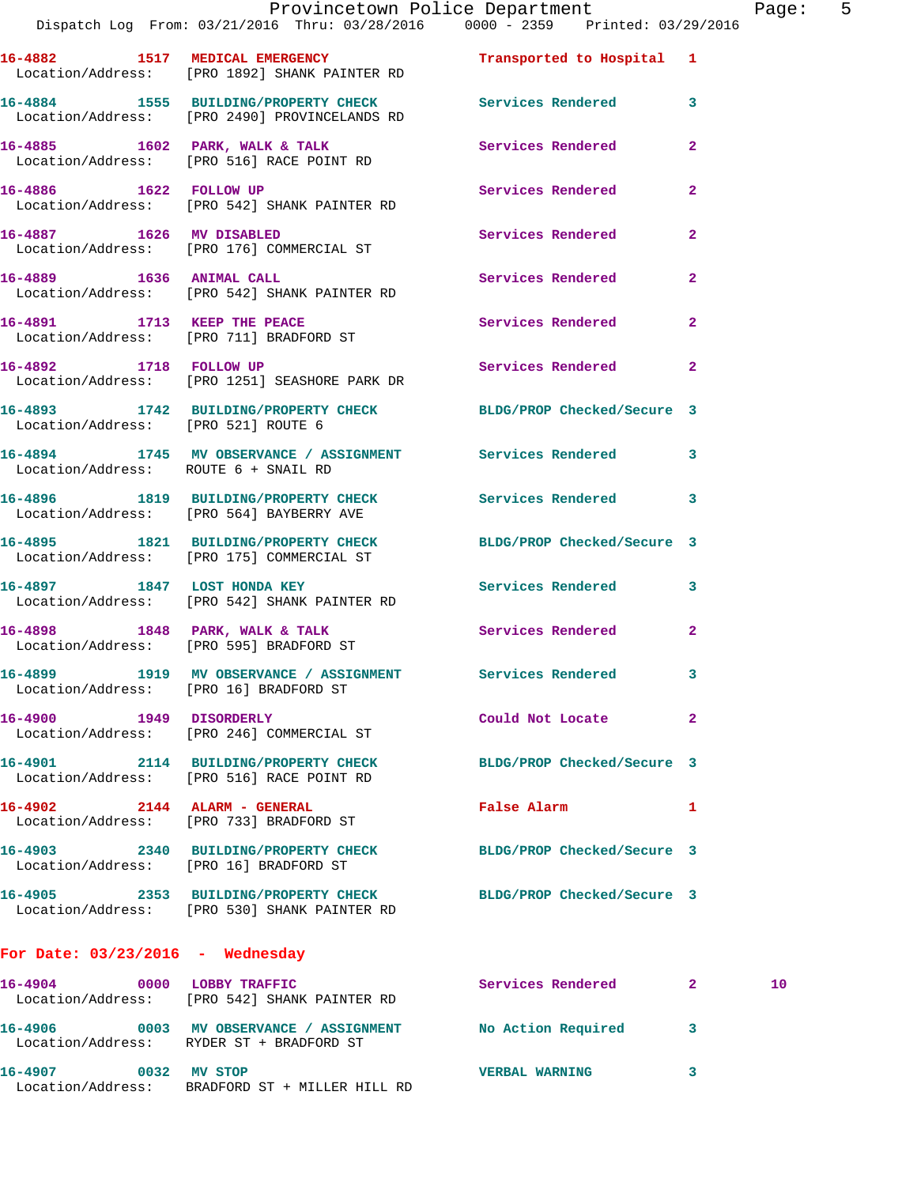| Call Number | Time | Call Reason | Action | Priority | |
|---|---|---|---|---|---|
| 16-4882 | 1517 | MEDICAL EMERGENCY | Transported to Hospital | 1 | |
| Location/Address: | | [PRO 1892] SHANK PAINTER RD | | | |
| 16-4884 | 1555 | BUILDING/PROPERTY CHECK | Services Rendered | 3 | |
| Location/Address: | | [PRO 2490] PROVINCELANDS RD | | | |
| 16-4885 | 1602 | PARK, WALK & TALK | Services Rendered | 2 | |
| Location/Address: | | [PRO 516] RACE POINT RD | | | |
| 16-4886 | 1622 | FOLLOW UP | Services Rendered | 2 | |
| Location/Address: | | [PRO 542] SHANK PAINTER RD | | | |
| 16-4887 | 1626 | MV DISABLED | Services Rendered | 2 | |
| Location/Address: | | [PRO 176] COMMERCIAL ST | | | |
| 16-4889 | 1636 | ANIMAL CALL | Services Rendered | 2 | |
| Location/Address: | | [PRO 542] SHANK PAINTER RD | | | |
| 16-4891 | 1713 | KEEP THE PEACE | Services Rendered | 2 | |
| Location/Address: | | [PRO 711] BRADFORD ST | | | |
| 16-4892 | 1718 | FOLLOW UP | Services Rendered | 2 | |
| Location/Address: | | [PRO 1251] SEASHORE PARK DR | | | |
| 16-4893 | 1742 | BUILDING/PROPERTY CHECK | BLDG/PROP Checked/Secure | 3 | |
| Location/Address: | | [PRO 521] ROUTE 6 | | | |
| 16-4894 | 1745 | MV OBSERVANCE / ASSIGNMENT | Services Rendered | 3 | |
| Location/Address: | | ROUTE 6 + SNAIL RD | | | |
| 16-4896 | 1819 | BUILDING/PROPERTY CHECK | Services Rendered | 3 | |
| Location/Address: | | [PRO 564] BAYBERRY AVE | | | |
| 16-4895 | 1821 | BUILDING/PROPERTY CHECK | BLDG/PROP Checked/Secure | 3 | |
| Location/Address: | | [PRO 175] COMMERCIAL ST | | | |
| 16-4897 | 1847 | LOST HONDA KEY | Services Rendered | 3 | |
| Location/Address: | | [PRO 542] SHANK PAINTER RD | | | |
| 16-4898 | 1848 | PARK, WALK & TALK | Services Rendered | 2 | |
| Location/Address: | | [PRO 595] BRADFORD ST | | | |
| 16-4899 | 1919 | MV OBSERVANCE / ASSIGNMENT | Services Rendered | 3 | |
| Location/Address: | | [PRO 16] BRADFORD ST | | | |
| 16-4900 | 1949 | DISORDERLY | Could Not Locate | 2 | |
| Location/Address: | | [PRO 246] COMMERCIAL ST | | | |
| 16-4901 | 2114 | BUILDING/PROPERTY CHECK | BLDG/PROP Checked/Secure | 3 | |
| Location/Address: | | [PRO 516] RACE POINT RD | | | |
| 16-4902 | 2144 | ALARM - GENERAL | False Alarm | 1 | |
| Location/Address: | | [PRO 733] BRADFORD ST | | | |
| 16-4903 | 2340 | BUILDING/PROPERTY CHECK | BLDG/PROP Checked/Secure | 3 | |
| Location/Address: | | [PRO 16] BRADFORD ST | | | |
| 16-4905 | 2353 | BUILDING/PROPERTY CHECK | BLDG/PROP Checked/Secure | 3 | |
| Location/Address: | | [PRO 530] SHANK PAINTER RD | | | |

**For Date: 03/23/2016 - Wednesday**

| Call Number | Time | Call Reason | Action | Priority | |
|---|---|---|---|---|---|
| 16-4904 | 0000 | LOBBY TRAFFIC | Services Rendered | 2 | 10 |
| Location/Address: | | [PRO 542] SHANK PAINTER RD | | | |
| 16-4906 | 0003 | MV OBSERVANCE / ASSIGNMENT | No Action Required | 3 | |
| Location/Address: | | RYDER ST + BRADFORD ST | | | |
| 16-4907 | 0032 | MV STOP | VERBAL WARNING | 3 | |
| Location/Address: | | BRADFORD ST + MILLER HILL RD | | | |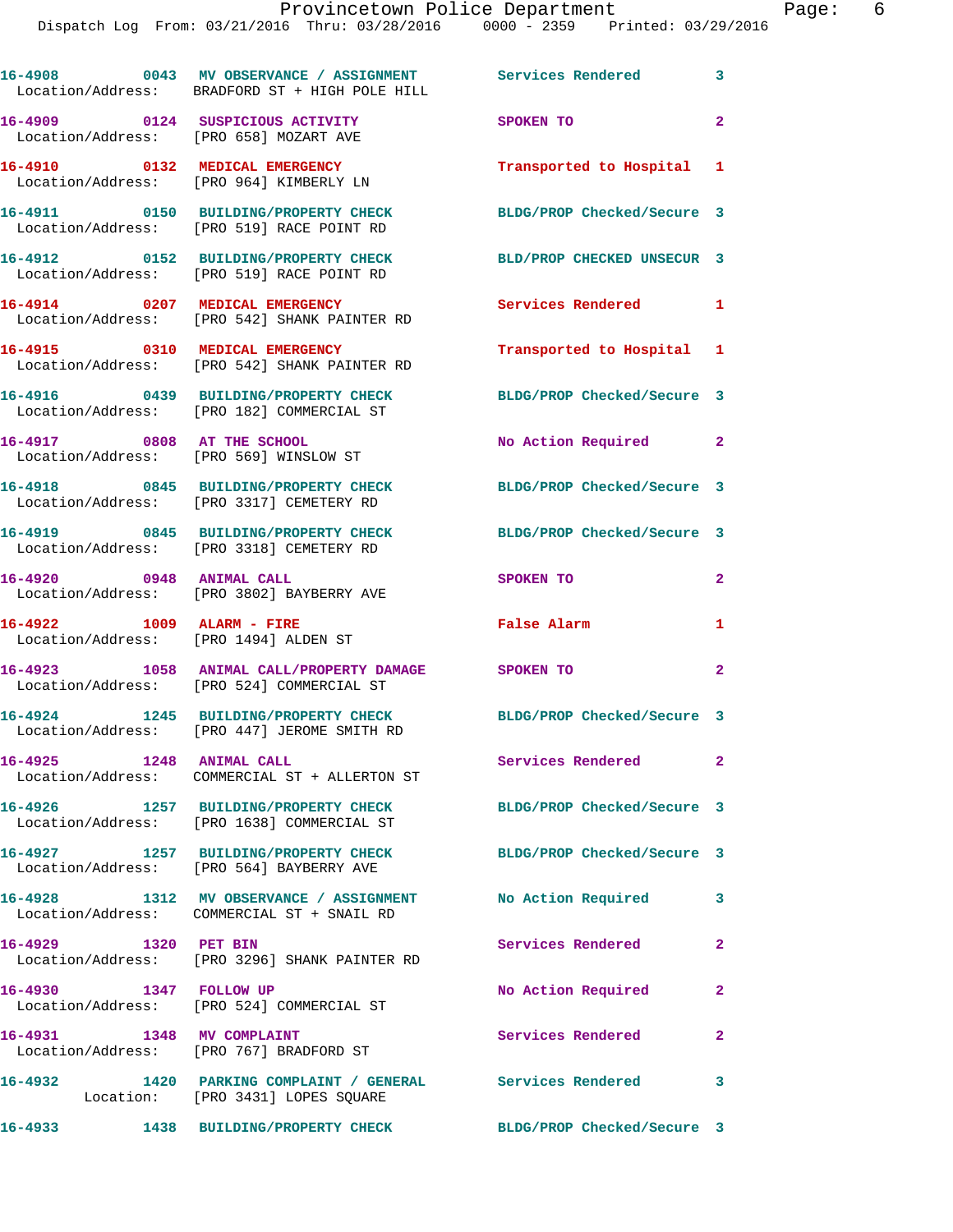16-4908 0043 MV OBSERVANCE / ASSIGNMENT Services Rendered 3
Location/Address: BRADFORD ST + HIGH POLE HILL

16-4909 0124 SUSPICIOUS ACTIVITY SPOKEN TO 2
Location/Address: [PRO 658] MOZART AVE

16-4910 0132 MEDICAL EMERGENCY Transported to Hospital 1
Location/Address: [PRO 964] KIMBERLY LN

16-4911 0150 BUILDING/PROPERTY CHECK BLDG/PROP Checked/Secure 3
Location/Address: [PRO 519] RACE POINT RD

16-4912 0152 BUILDING/PROPERTY CHECK BLD/PROP CHECKED UNSECUR 3
Location/Address: [PRO 519] RACE POINT RD

16-4914 0207 MEDICAL EMERGENCY Services Rendered 1
Location/Address: [PRO 542] SHANK PAINTER RD

16-4915 0310 MEDICAL EMERGENCY Transported to Hospital 1
Location/Address: [PRO 542] SHANK PAINTER RD

16-4916 0439 BUILDING/PROPERTY CHECK BLDG/PROP Checked/Secure 3
Location/Address: [PRO 182] COMMERCIAL ST

16-4917 0808 AT THE SCHOOL No Action Required 2
Location/Address: [PRO 569] WINSLOW ST

16-4918 0845 BUILDING/PROPERTY CHECK BLDG/PROP Checked/Secure 3
Location/Address: [PRO 3317] CEMETERY RD

16-4919 0845 BUILDING/PROPERTY CHECK BLDG/PROP Checked/Secure 3
Location/Address: [PRO 3318] CEMETERY RD

16-4920 0948 ANIMAL CALL SPOKEN TO 2
Location/Address: [PRO 3802] BAYBERRY AVE

16-4922 1009 ALARM - FIRE False Alarm 1
Location/Address: [PRO 1494] ALDEN ST

16-4923 1058 ANIMAL CALL/PROPERTY DAMAGE SPOKEN TO 2
Location/Address: [PRO 524] COMMERCIAL ST

16-4924 1245 BUILDING/PROPERTY CHECK BLDG/PROP Checked/Secure 3
Location/Address: [PRO 447] JEROME SMITH RD

16-4925 1248 ANIMAL CALL Services Rendered 2
Location/Address: COMMERCIAL ST + ALLERTON ST

16-4926 1257 BUILDING/PROPERTY CHECK BLDG/PROP Checked/Secure 3
Location/Address: [PRO 1638] COMMERCIAL ST

16-4927 1257 BUILDING/PROPERTY CHECK BLDG/PROP Checked/Secure 3
Location/Address: [PRO 564] BAYBERRY AVE

16-4928 1312 MV OBSERVANCE / ASSIGNMENT No Action Required 3
Location/Address: COMMERCIAL ST + SNAIL RD

16-4929 1320 PET BIN Services Rendered 2
Location/Address: [PRO 3296] SHANK PAINTER RD

16-4930 1347 FOLLOW UP No Action Required 2
Location/Address: [PRO 524] COMMERCIAL ST

16-4931 1348 MV COMPLAINT Services Rendered 2
Location/Address: [PRO 767] BRADFORD ST

16-4932 1420 PARKING COMPLAINT / GENERAL Services Rendered 3
Location: [PRO 3431] LOPES SQUARE

16-4933 1438 BUILDING/PROPERTY CHECK BLDG/PROP Checked/Secure 3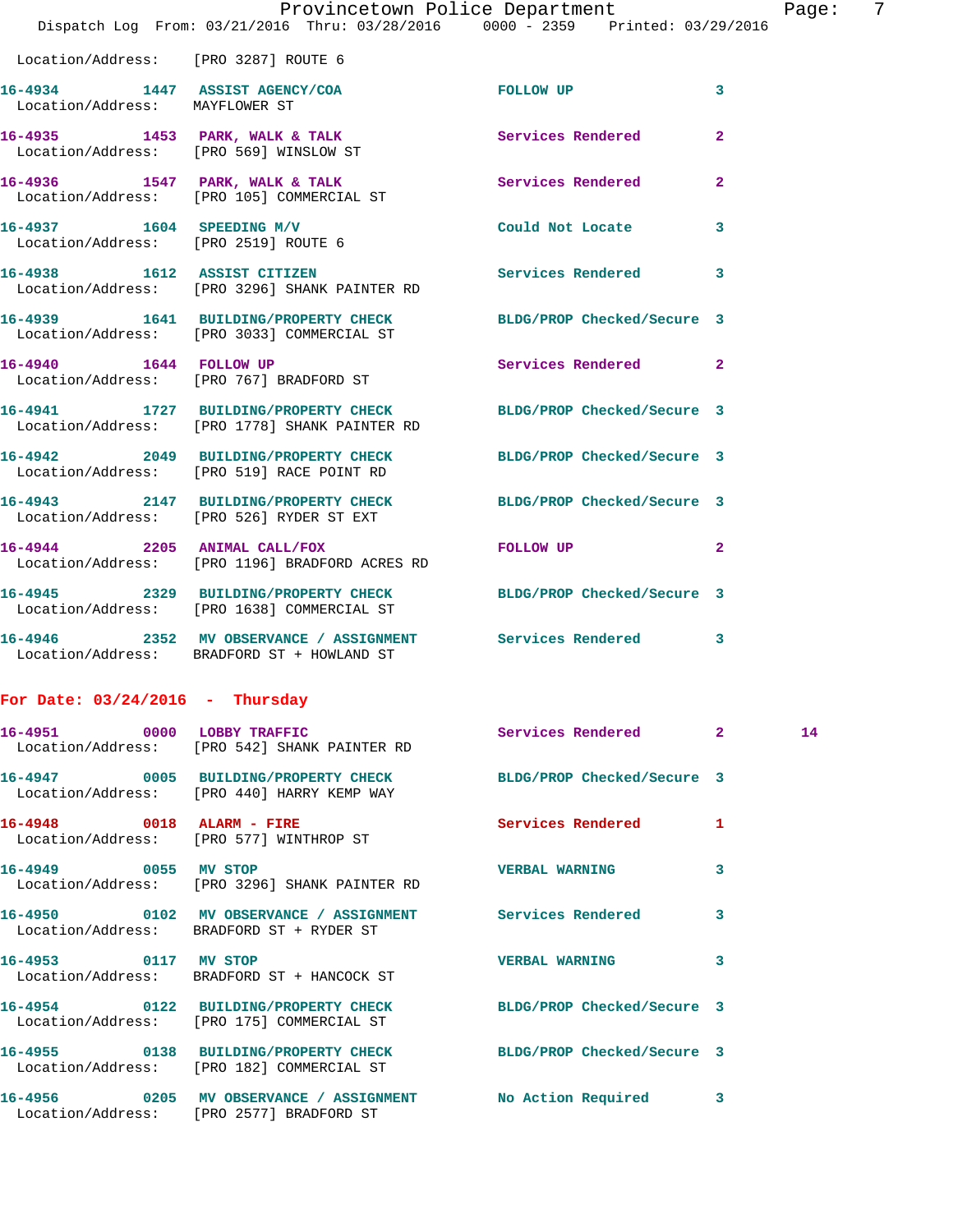Location/Address: [PRO 3287] ROUTE 6

| Call Number | Time | Call Reason | Action | Priority | |
|---|---|---|---|---|---|
| 16-4934 | 1447 | ASSIST AGENCY/COA | FOLLOW UP | 3 | |
| | | Location/Address: MAYFLOWER ST | | | |
| 16-4935 | 1453 | PARK, WALK & TALK | Services Rendered | 2 | |
| | | Location/Address: [PRO 569] WINSLOW ST | | | |
| 16-4936 | 1547 | PARK, WALK & TALK | Services Rendered | 2 | |
| | | Location/Address: [PRO 105] COMMERCIAL ST | | | |
| 16-4937 | 1604 | SPEEDING M/V | Could Not Locate | 3 | |
| | | Location/Address: [PRO 2519] ROUTE 6 | | | |
| 16-4938 | 1612 | ASSIST CITIZEN | Services Rendered | 3 | |
| | | Location/Address: [PRO 3296] SHANK PAINTER RD | | | |
| 16-4939 | 1641 | BUILDING/PROPERTY CHECK | BLDG/PROP Checked/Secure | 3 | |
| | | Location/Address: [PRO 3033] COMMERCIAL ST | | | |
| 16-4940 | 1644 | FOLLOW UP | Services Rendered | 2 | |
| | | Location/Address: [PRO 767] BRADFORD ST | | | |
| 16-4941 | 1727 | BUILDING/PROPERTY CHECK | BLDG/PROP Checked/Secure | 3 | |
| | | Location/Address: [PRO 1778] SHANK PAINTER RD | | | |
| 16-4942 | 2049 | BUILDING/PROPERTY CHECK | BLDG/PROP Checked/Secure | 3 | |
| | | Location/Address: [PRO 519] RACE POINT RD | | | |
| 16-4943 | 2147 | BUILDING/PROPERTY CHECK | BLDG/PROP Checked/Secure | 3 | |
| | | Location/Address: [PRO 526] RYDER ST EXT | | | |
| 16-4944 | 2205 | ANIMAL CALL/FOX | FOLLOW UP | 2 | |
| | | Location/Address: [PRO 1196] BRADFORD ACRES RD | | | |
| 16-4945 | 2329 | BUILDING/PROPERTY CHECK | BLDG/PROP Checked/Secure | 3 | |
| | | Location/Address: [PRO 1638] COMMERCIAL ST | | | |
| 16-4946 | 2352 | MV OBSERVANCE / ASSIGNMENT | Services Rendered | 3 | |
| | | Location/Address: BRADFORD ST + HOWLAND ST | | | |

## For Date: 03/24/2016 - Thursday

| Call Number | Time | Call Reason | Action | Priority | |
|---|---|---|---|---|---|
| 16-4951 | 0000 | LOBBY TRAFFIC | Services Rendered | 2 | 14 |
| | | Location/Address: [PRO 542] SHANK PAINTER RD | | | |
| 16-4947 | 0005 | BUILDING/PROPERTY CHECK | BLDG/PROP Checked/Secure | 3 | |
| | | Location/Address: [PRO 440] HARRY KEMP WAY | | | |
| 16-4948 | 0018 | ALARM - FIRE | Services Rendered | 1 | |
| | | Location/Address: [PRO 577] WINTHROP ST | | | |
| 16-4949 | 0055 | MV STOP | VERBAL WARNING | 3 | |
| | | Location/Address: [PRO 3296] SHANK PAINTER RD | | | |
| 16-4950 | 0102 | MV OBSERVANCE / ASSIGNMENT | Services Rendered | 3 | |
| | | Location/Address: BRADFORD ST + RYDER ST | | | |
| 16-4953 | 0117 | MV STOP | VERBAL WARNING | 3 | |
| | | Location/Address: BRADFORD ST + HANCOCK ST | | | |
| 16-4954 | 0122 | BUILDING/PROPERTY CHECK | BLDG/PROP Checked/Secure | 3 | |
| | | Location/Address: [PRO 175] COMMERCIAL ST | | | |
| 16-4955 | 0138 | BUILDING/PROPERTY CHECK | BLDG/PROP Checked/Secure | 3 | |
| | | Location/Address: [PRO 182] COMMERCIAL ST | | | |
| 16-4956 | 0205 | MV OBSERVANCE / ASSIGNMENT | No Action Required | 3 | |
| | | Location/Address: [PRO 2577] BRADFORD ST | | | |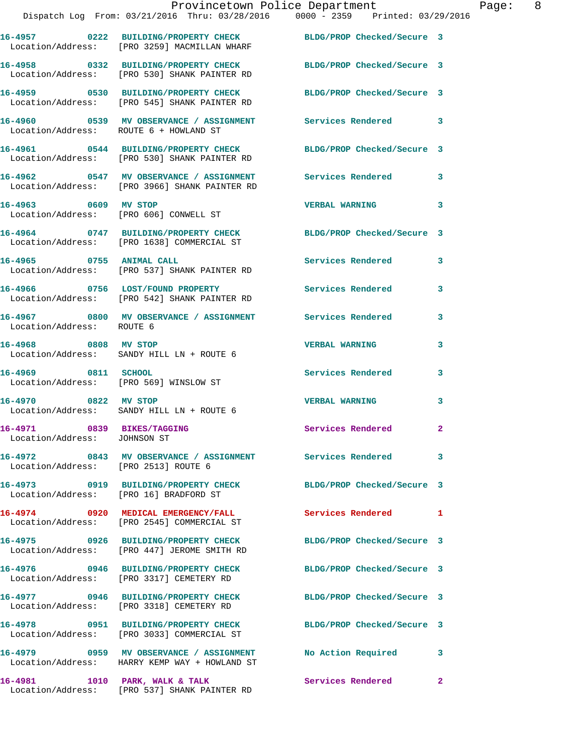Dispatch Log From: 03/21/2016 Thru: 03/28/2016 0000 - 2359 Printed: 03/29/2016

**16-4957 0222 BUILDING/PROPERTY CHECK** BLDG/PROP Checked/Secure 3
Location/Address: [PRO 3259] MACMILLAN WHARF

**16-4958 0332 BUILDING/PROPERTY CHECK** BLDG/PROP Checked/Secure 3
Location/Address: [PRO 530] SHANK PAINTER RD

**16-4959 0530 BUILDING/PROPERTY CHECK** BLDG/PROP Checked/Secure 3
Location/Address: [PRO 545] SHANK PAINTER RD

**16-4960 0539 MV OBSERVANCE / ASSIGNMENT** Services Rendered 3
Location/Address: ROUTE 6 + HOWLAND ST

**16-4961 0544 BUILDING/PROPERTY CHECK** BLDG/PROP Checked/Secure 3
Location/Address: [PRO 530] SHANK PAINTER RD

**16-4962 0547 MV OBSERVANCE / ASSIGNMENT** Services Rendered 3
Location/Address: [PRO 3966] SHANK PAINTER RD

**16-4963 0609 MV STOP** VERBAL WARNING 3
Location/Address: [PRO 606] CONWELL ST

**16-4964 0747 BUILDING/PROPERTY CHECK** BLDG/PROP Checked/Secure 3
Location/Address: [PRO 1638] COMMERCIAL ST

**16-4965 0755 ANIMAL CALL** Services Rendered 3
Location/Address: [PRO 537] SHANK PAINTER RD

**16-4966 0756 LOST/FOUND PROPERTY** Services Rendered 3
Location/Address: [PRO 542] SHANK PAINTER RD

**16-4967 0800 MV OBSERVANCE / ASSIGNMENT** Services Rendered 3
Location/Address: ROUTE 6

**16-4968 0808 MV STOP** VERBAL WARNING 3
Location/Address: SANDY HILL LN + ROUTE 6

**16-4969 0811 SCHOOL** Services Rendered 3
Location/Address: [PRO 569] WINSLOW ST

**16-4970 0822 MV STOP** VERBAL WARNING 3
Location/Address: SANDY HILL LN + ROUTE 6

**16-4971 0839 BIKES/TAGGING** Services Rendered 2
Location/Address: JOHNSON ST

**16-4972 0843 MV OBSERVANCE / ASSIGNMENT** Services Rendered 3
Location/Address: [PRO 2513] ROUTE 6

**16-4973 0919 BUILDING/PROPERTY CHECK** BLDG/PROP Checked/Secure 3
Location/Address: [PRO 16] BRADFORD ST

**16-4974 0920 MEDICAL EMERGENCY/FALL** Services Rendered 1
Location/Address: [PRO 2545] COMMERCIAL ST

**16-4975 0926 BUILDING/PROPERTY CHECK** BLDG/PROP Checked/Secure 3
Location/Address: [PRO 447] JEROME SMITH RD

**16-4976 0946 BUILDING/PROPERTY CHECK** BLDG/PROP Checked/Secure 3
Location/Address: [PRO 3317] CEMETERY RD

**16-4977 0946 BUILDING/PROPERTY CHECK** BLDG/PROP Checked/Secure 3
Location/Address: [PRO 3318] CEMETERY RD

**16-4978 0951 BUILDING/PROPERTY CHECK** BLDG/PROP Checked/Secure 3
Location/Address: [PRO 3033] COMMERCIAL ST

**16-4979 0959 MV OBSERVANCE / ASSIGNMENT** No Action Required 3
Location/Address: HARRY KEMP WAY + HOWLAND ST

**16-4981 1010 PARK, WALK & TALK** Services Rendered 2
Location/Address: [PRO 537] SHANK PAINTER RD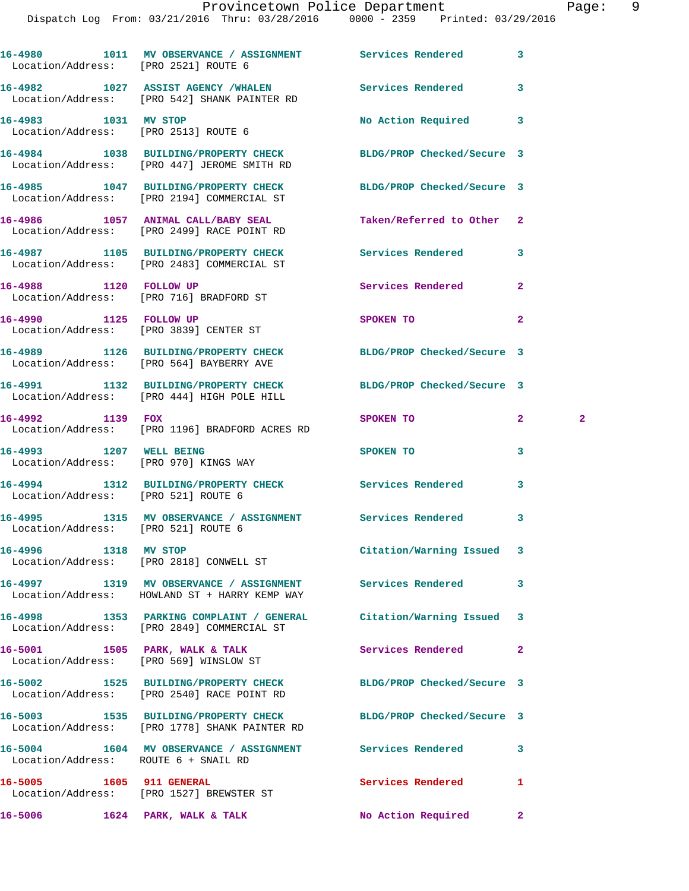16-4980 1011 MV OBSERVANCE / ASSIGNMENT Services Rendered 3
Location/Address: [PRO 2521] ROUTE 6

16-4982 1027 ASSIST AGENCY /WHALEN Services Rendered 3
Location/Address: [PRO 542] SHANK PAINTER RD

16-4983 1031 MV STOP No Action Required 3
Location/Address: [PRO 2513] ROUTE 6

16-4984 1038 BUILDING/PROPERTY CHECK BLDG/PROP Checked/Secure 3
Location/Address: [PRO 447] JEROME SMITH RD

16-4985 1047 BUILDING/PROPERTY CHECK BLDG/PROP Checked/Secure 3
Location/Address: [PRO 2194] COMMERCIAL ST

16-4986 1057 ANIMAL CALL/BABY SEAL Taken/Referred to Other 2
Location/Address: [PRO 2499] RACE POINT RD

16-4987 1105 BUILDING/PROPERTY CHECK Services Rendered 3
Location/Address: [PRO 2483] COMMERCIAL ST

16-4988 1120 FOLLOW UP Services Rendered 2
Location/Address: [PRO 716] BRADFORD ST

16-4990 1125 FOLLOW UP SPOKEN TO 2
Location/Address: [PRO 3839] CENTER ST

16-4989 1126 BUILDING/PROPERTY CHECK BLDG/PROP Checked/Secure 3
Location/Address: [PRO 564] BAYBERRY AVE

16-4991 1132 BUILDING/PROPERTY CHECK BLDG/PROP Checked/Secure 3
Location/Address: [PRO 444] HIGH POLE HILL

16-4992 1139 FOX SPOKEN TO 2 2
Location/Address: [PRO 1196] BRADFORD ACRES RD

16-4993 1207 WELL BEING SPOKEN TO 3
Location/Address: [PRO 970] KINGS WAY

16-4994 1312 BUILDING/PROPERTY CHECK Services Rendered 3
Location/Address: [PRO 521] ROUTE 6

16-4995 1315 MV OBSERVANCE / ASSIGNMENT Services Rendered 3
Location/Address: [PRO 521] ROUTE 6

16-4996 1318 MV STOP Citation/Warning Issued 3
Location/Address: [PRO 2818] CONWELL ST

16-4997 1319 MV OBSERVANCE / ASSIGNMENT Services Rendered 3
Location/Address: HOWLAND ST + HARRY KEMP WAY

16-4998 1353 PARKING COMPLAINT / GENERAL Citation/Warning Issued 3
Location/Address: [PRO 2849] COMMERCIAL ST

16-5001 1505 PARK, WALK & TALK Services Rendered 2
Location/Address: [PRO 569] WINSLOW ST

16-5002 1525 BUILDING/PROPERTY CHECK BLDG/PROP Checked/Secure 3
Location/Address: [PRO 2540] RACE POINT RD

16-5003 1535 BUILDING/PROPERTY CHECK BLDG/PROP Checked/Secure 3
Location/Address: [PRO 1778] SHANK PAINTER RD

16-5004 1604 MV OBSERVANCE / ASSIGNMENT Services Rendered 3
Location/Address: ROUTE 6 + SNAIL RD

16-5005 1605 911 GENERAL Services Rendered 1
Location/Address: [PRO 1527] BREWSTER ST

16-5006 1624 PARK, WALK & TALK No Action Required 2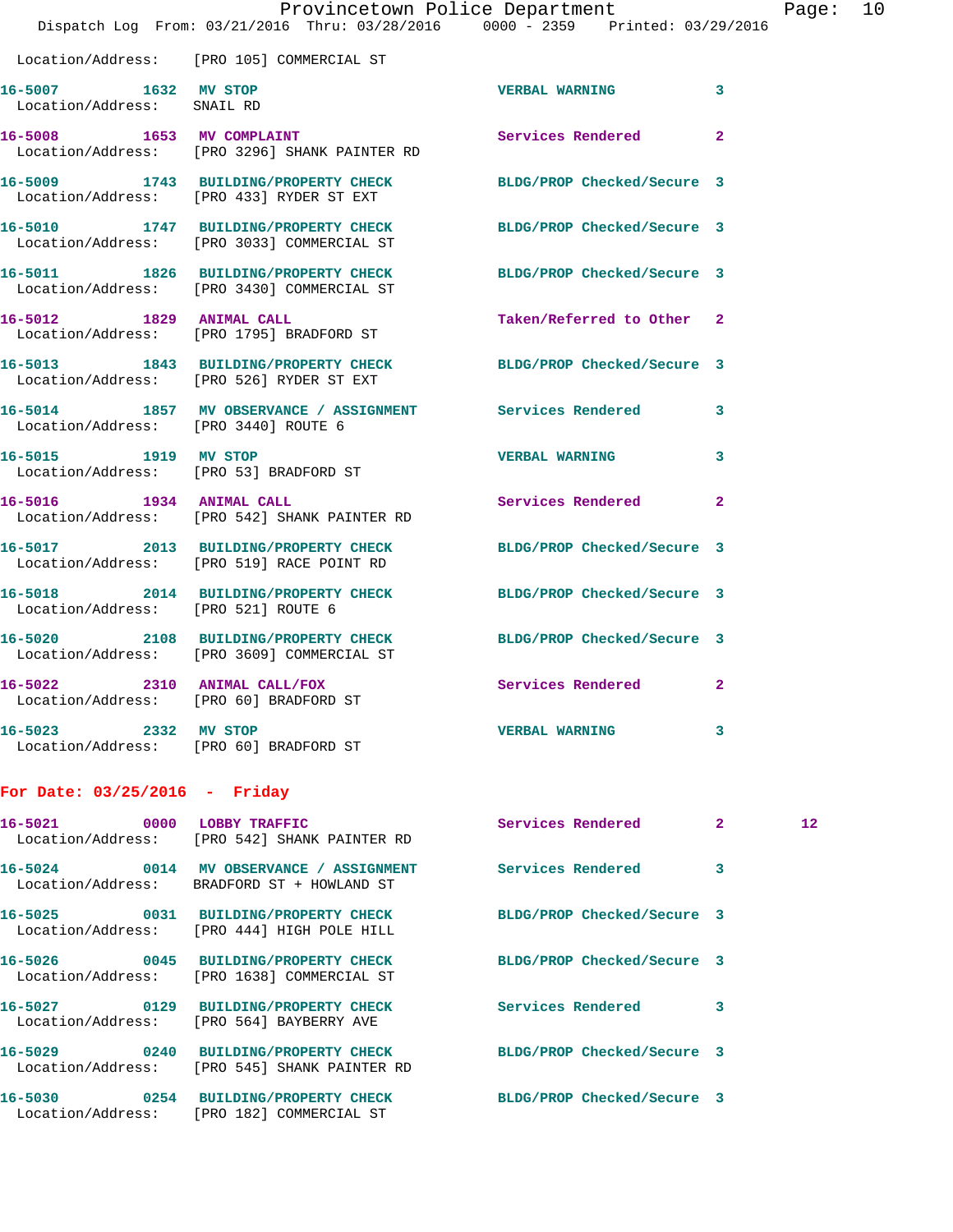Location/Address: [PRO 105] COMMERCIAL ST

**16-5007** 1632 **MV STOP** VERBAL WARNING 3
Location/Address: SNAIL RD

**16-5008** 1653 **MV COMPLAINT** Services Rendered 2
Location/Address: [PRO 3296] SHANK PAINTER RD

**16-5009** 1743 **BUILDING/PROPERTY CHECK** BLDG/PROP Checked/Secure 3
Location/Address: [PRO 433] RYDER ST EXT

**16-5010** 1747 **BUILDING/PROPERTY CHECK** BLDG/PROP Checked/Secure 3
Location/Address: [PRO 3033] COMMERCIAL ST

**16-5011** 1826 **BUILDING/PROPERTY CHECK** BLDG/PROP Checked/Secure 3
Location/Address: [PRO 3430] COMMERCIAL ST

**16-5012** 1829 **ANIMAL CALL** Taken/Referred to Other 2
Location/Address: [PRO 1795] BRADFORD ST

**16-5013** 1843 **BUILDING/PROPERTY CHECK** BLDG/PROP Checked/Secure 3
Location/Address: [PRO 526] RYDER ST EXT

**16-5014** 1857 **MV OBSERVANCE / ASSIGNMENT** Services Rendered 3
Location/Address: [PRO 3440] ROUTE 6

**16-5015** 1919 **MV STOP** VERBAL WARNING 3
Location/Address: [PRO 53] BRADFORD ST

**16-5016** 1934 **ANIMAL CALL** Services Rendered 2
Location/Address: [PRO 542] SHANK PAINTER RD

**16-5017** 2013 **BUILDING/PROPERTY CHECK** BLDG/PROP Checked/Secure 3
Location/Address: [PRO 519] RACE POINT RD

**16-5018** 2014 **BUILDING/PROPERTY CHECK** BLDG/PROP Checked/Secure 3
Location/Address: [PRO 521] ROUTE 6

**16-5020** 2108 **BUILDING/PROPERTY CHECK** BLDG/PROP Checked/Secure 3
Location/Address: [PRO 3609] COMMERCIAL ST

**16-5022** 2310 **ANIMAL CALL/FOX** Services Rendered 2
Location/Address: [PRO 60] BRADFORD ST

**16-5023** 2332 **MV STOP** VERBAL WARNING 3
Location/Address: [PRO 60] BRADFORD ST

## For Date: 03/25/2016 - Friday

**16-5021** 0000 **LOBBY TRAFFIC** Services Rendered 2 12
Location/Address: [PRO 542] SHANK PAINTER RD

**16-5024** 0014 **MV OBSERVANCE / ASSIGNMENT** Services Rendered 3
Location/Address: BRADFORD ST + HOWLAND ST

**16-5025** 0031 **BUILDING/PROPERTY CHECK** BLDG/PROP Checked/Secure 3
Location/Address: [PRO 444] HIGH POLE HILL

**16-5026** 0045 **BUILDING/PROPERTY CHECK** BLDG/PROP Checked/Secure 3
Location/Address: [PRO 1638] COMMERCIAL ST

**16-5027** 0129 **BUILDING/PROPERTY CHECK** Services Rendered 3
Location/Address: [PRO 564] BAYBERRY AVE

**16-5029** 0240 **BUILDING/PROPERTY CHECK** BLDG/PROP Checked/Secure 3
Location/Address: [PRO 545] SHANK PAINTER RD

**16-5030** 0254 **BUILDING/PROPERTY CHECK** BLDG/PROP Checked/Secure 3
Location/Address: [PRO 182] COMMERCIAL ST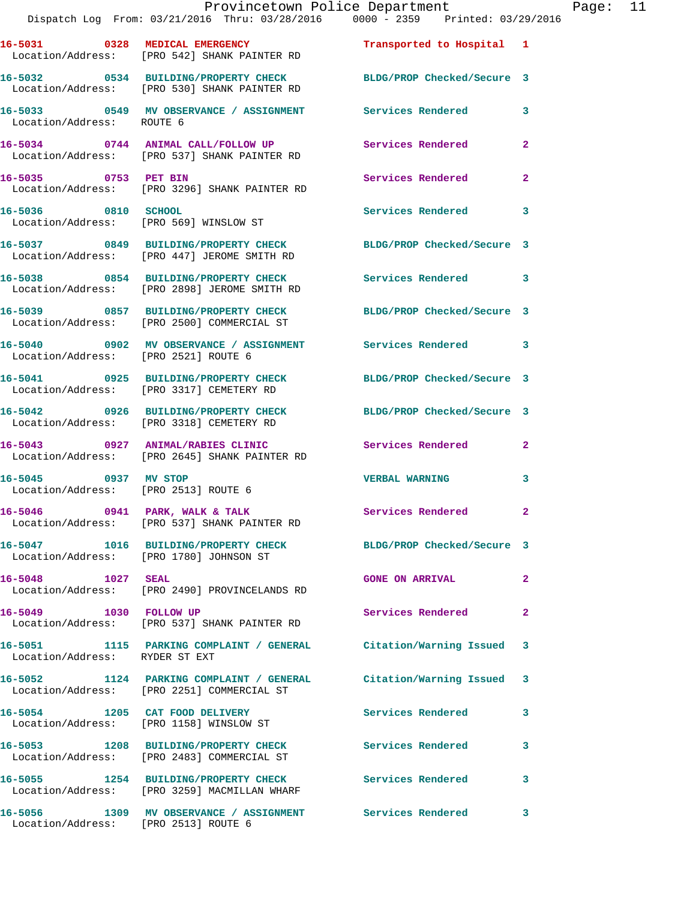16-5031 0328 MEDICAL EMERGENCY Transported to Hospital 1
Location/Address: [PRO 542] SHANK PAINTER RD

16-5032 0534 BUILDING/PROPERTY CHECK BLDG/PROP Checked/Secure 3
Location/Address: [PRO 530] SHANK PAINTER RD

16-5033 0549 MV OBSERVANCE / ASSIGNMENT Services Rendered 3
Location/Address: ROUTE 6

16-5034 0744 ANIMAL CALL/FOLLOW UP Services Rendered 2
Location/Address: [PRO 537] SHANK PAINTER RD

16-5035 0753 PET BIN Services Rendered 2
Location/Address: [PRO 3296] SHANK PAINTER RD

16-5036 0810 SCHOOL Services Rendered 3
Location/Address: [PRO 569] WINSLOW ST

16-5037 0849 BUILDING/PROPERTY CHECK BLDG/PROP Checked/Secure 3
Location/Address: [PRO 447] JEROME SMITH RD

16-5038 0854 BUILDING/PROPERTY CHECK Services Rendered 3
Location/Address: [PRO 2898] JEROME SMITH RD

16-5039 0857 BUILDING/PROPERTY CHECK BLDG/PROP Checked/Secure 3
Location/Address: [PRO 2500] COMMERCIAL ST

16-5040 0902 MV OBSERVANCE / ASSIGNMENT Services Rendered 3
Location/Address: [PRO 2521] ROUTE 6

16-5041 0925 BUILDING/PROPERTY CHECK BLDG/PROP Checked/Secure 3
Location/Address: [PRO 3317] CEMETERY RD

16-5042 0926 BUILDING/PROPERTY CHECK BLDG/PROP Checked/Secure 3
Location/Address: [PRO 3318] CEMETERY RD

16-5043 0927 ANIMAL/RABIES CLINIC Services Rendered 2
Location/Address: [PRO 2645] SHANK PAINTER RD

16-5045 0937 MV STOP VERBAL WARNING 3
Location/Address: [PRO 2513] ROUTE 6

16-5046 0941 PARK, WALK & TALK Services Rendered 2
Location/Address: [PRO 537] SHANK PAINTER RD

16-5047 1016 BUILDING/PROPERTY CHECK BLDG/PROP Checked/Secure 3
Location/Address: [PRO 1780] JOHNSON ST

16-5048 1027 SEAL GONE ON ARRIVAL 2
Location/Address: [PRO 2490] PROVINCELANDS RD

16-5049 1030 FOLLOW UP Services Rendered 2
Location/Address: [PRO 537] SHANK PAINTER RD

16-5051 1115 PARKING COMPLAINT / GENERAL Citation/Warning Issued 3
Location/Address: RYDER ST EXT

16-5052 1124 PARKING COMPLAINT / GENERAL Citation/Warning Issued 3
Location/Address: [PRO 2251] COMMERCIAL ST

16-5054 1205 CAT FOOD DELIVERY Services Rendered 3
Location/Address: [PRO 1158] WINSLOW ST

16-5053 1208 BUILDING/PROPERTY CHECK Services Rendered 3
Location/Address: [PRO 2483] COMMERCIAL ST

16-5055 1254 BUILDING/PROPERTY CHECK Services Rendered 3
Location/Address: [PRO 3259] MACMILLAN WHARF

16-5056 1309 MV OBSERVANCE / ASSIGNMENT Services Rendered 3
Location/Address: [PRO 2513] ROUTE 6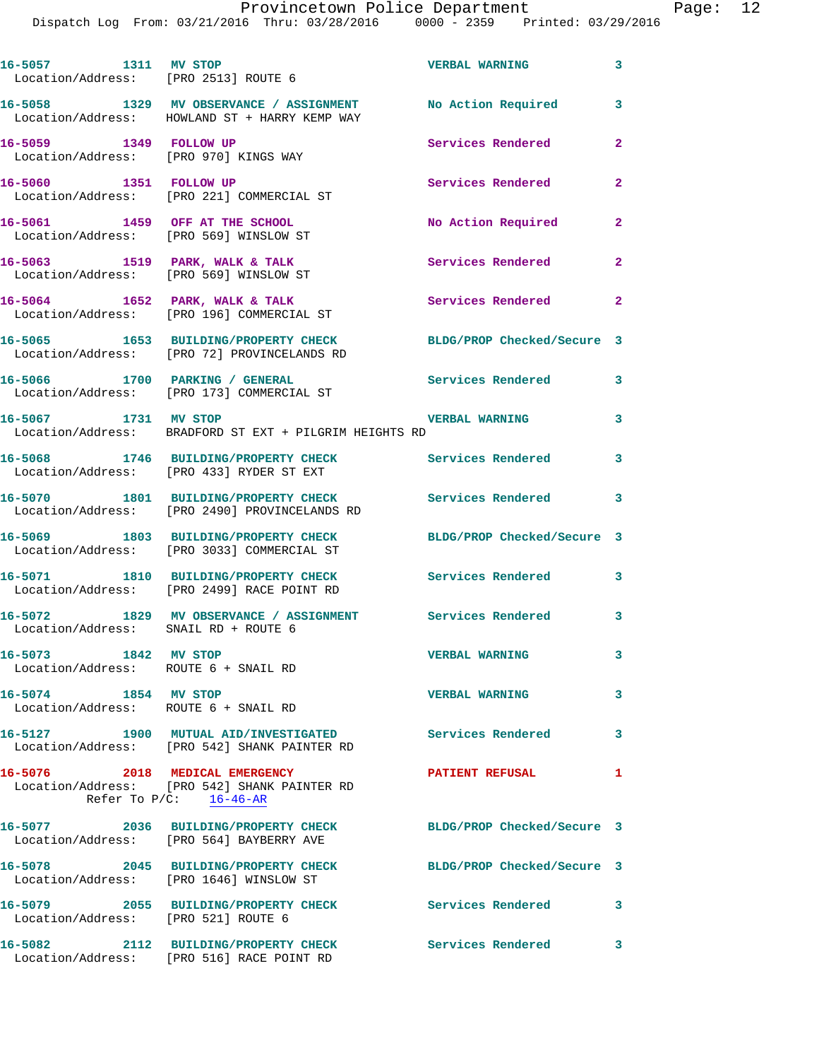16-5057 1311 MV STOP VERBAL WARNING 3
Location/Address: [PRO 2513] ROUTE 6

16-5058 1329 MV OBSERVANCE / ASSIGNMENT No Action Required 3
Location/Address: HOWLAND ST + HARRY KEMP WAY

16-5059 1349 FOLLOW UP Services Rendered 2
Location/Address: [PRO 970] KINGS WAY

16-5060 1351 FOLLOW UP Services Rendered 2
Location/Address: [PRO 221] COMMERCIAL ST

16-5061 1459 OFF AT THE SCHOOL No Action Required 2
Location/Address: [PRO 569] WINSLOW ST

16-5063 1519 PARK, WALK & TALK Services Rendered 2
Location/Address: [PRO 569] WINSLOW ST

16-5064 1652 PARK, WALK & TALK Services Rendered 2
Location/Address: [PRO 196] COMMERCIAL ST

16-5065 1653 BUILDING/PROPERTY CHECK BLDG/PROP Checked/Secure 3
Location/Address: [PRO 72] PROVINCELANDS RD

16-5066 1700 PARKING / GENERAL Services Rendered 3
Location/Address: [PRO 173] COMMERCIAL ST

16-5067 1731 MV STOP VERBAL WARNING 3
Location/Address: BRADFORD ST EXT + PILGRIM HEIGHTS RD

16-5068 1746 BUILDING/PROPERTY CHECK Services Rendered 3
Location/Address: [PRO 433] RYDER ST EXT

16-5070 1801 BUILDING/PROPERTY CHECK Services Rendered 3
Location/Address: [PRO 2490] PROVINCELANDS RD

16-5069 1803 BUILDING/PROPERTY CHECK BLDG/PROP Checked/Secure 3
Location/Address: [PRO 3033] COMMERCIAL ST

16-5071 1810 BUILDING/PROPERTY CHECK Services Rendered 3
Location/Address: [PRO 2499] RACE POINT RD

16-5072 1829 MV OBSERVANCE / ASSIGNMENT Services Rendered 3
Location/Address: SNAIL RD + ROUTE 6

16-5073 1842 MV STOP VERBAL WARNING 3
Location/Address: ROUTE 6 + SNAIL RD

16-5074 1854 MV STOP VERBAL WARNING 3
Location/Address: ROUTE 6 + SNAIL RD

16-5127 1900 MUTUAL AID/INVESTIGATED Services Rendered 3
Location/Address: [PRO 542] SHANK PAINTER RD

16-5076 2018 MEDICAL EMERGENCY PATIENT REFUSAL 1
Location/Address: [PRO 542] SHANK PAINTER RD
Refer To P/C: 16-46-AR

16-5077 2036 BUILDING/PROPERTY CHECK BLDG/PROP Checked/Secure 3
Location/Address: [PRO 564] BAYBERRY AVE

16-5078 2045 BUILDING/PROPERTY CHECK BLDG/PROP Checked/Secure 3
Location/Address: [PRO 1646] WINSLOW ST

16-5079 2055 BUILDING/PROPERTY CHECK Services Rendered 3
Location/Address: [PRO 521] ROUTE 6

16-5082 2112 BUILDING/PROPERTY CHECK Services Rendered 3
Location/Address: [PRO 516] RACE POINT RD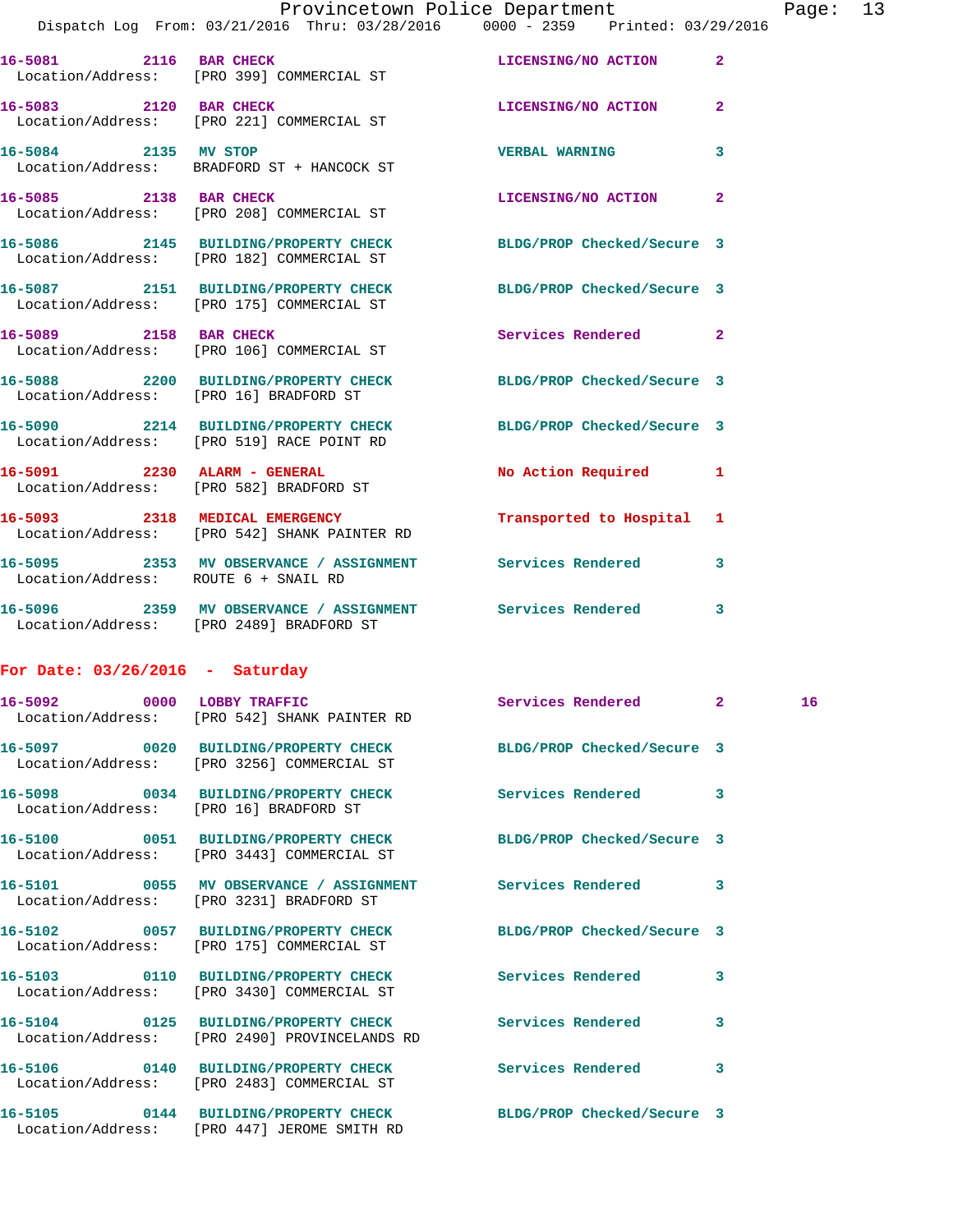16-5081 2116 BAR CHECK LICENSING/NO ACTION 2
Location/Address: [PRO 399] COMMERCIAL ST

16-5083 2120 BAR CHECK LICENSING/NO ACTION 2
Location/Address: [PRO 221] COMMERCIAL ST

16-5084 2135 MV STOP VERBAL WARNING 3
Location/Address: BRADFORD ST + HANCOCK ST

16-5085 2138 BAR CHECK LICENSING/NO ACTION 2
Location/Address: [PRO 208] COMMERCIAL ST

16-5086 2145 BUILDING/PROPERTY CHECK BLDG/PROP Checked/Secure 3
Location/Address: [PRO 182] COMMERCIAL ST

16-5087 2151 BUILDING/PROPERTY CHECK BLDG/PROP Checked/Secure 3
Location/Address: [PRO 175] COMMERCIAL ST

16-5089 2158 BAR CHECK Services Rendered 2
Location/Address: [PRO 106] COMMERCIAL ST

16-5088 2200 BUILDING/PROPERTY CHECK BLDG/PROP Checked/Secure 3
Location/Address: [PRO 16] BRADFORD ST

16-5090 2214 BUILDING/PROPERTY CHECK BLDG/PROP Checked/Secure 3
Location/Address: [PRO 519] RACE POINT RD

16-5091 2230 ALARM - GENERAL No Action Required 1
Location/Address: [PRO 582] BRADFORD ST

16-5093 2318 MEDICAL EMERGENCY Transported to Hospital 1
Location/Address: [PRO 542] SHANK PAINTER RD

16-5095 2353 MV OBSERVANCE / ASSIGNMENT Services Rendered 3
Location/Address: ROUTE 6 + SNAIL RD

16-5096 2359 MV OBSERVANCE / ASSIGNMENT Services Rendered 3
Location/Address: [PRO 2489] BRADFORD ST

**For Date: 03/26/2016 - Saturday**

16-5092 0000 LOBBY TRAFFIC Services Rendered 2 16
Location/Address: [PRO 542] SHANK PAINTER RD

16-5097 0020 BUILDING/PROPERTY CHECK BLDG/PROP Checked/Secure 3
Location/Address: [PRO 3256] COMMERCIAL ST

16-5098 0034 BUILDING/PROPERTY CHECK Services Rendered 3
Location/Address: [PRO 16] BRADFORD ST

16-5100 0051 BUILDING/PROPERTY CHECK BLDG/PROP Checked/Secure 3
Location/Address: [PRO 3443] COMMERCIAL ST

16-5101 0055 MV OBSERVANCE / ASSIGNMENT Services Rendered 3
Location/Address: [PRO 3231] BRADFORD ST

16-5102 0057 BUILDING/PROPERTY CHECK BLDG/PROP Checked/Secure 3
Location/Address: [PRO 175] COMMERCIAL ST

16-5103 0110 BUILDING/PROPERTY CHECK Services Rendered 3
Location/Address: [PRO 3430] COMMERCIAL ST

16-5104 0125 BUILDING/PROPERTY CHECK Services Rendered 3
Location/Address: [PRO 2490] PROVINCELANDS RD

16-5106 0140 BUILDING/PROPERTY CHECK Services Rendered 3
Location/Address: [PRO 2483] COMMERCIAL ST

16-5105 0144 BUILDING/PROPERTY CHECK BLDG/PROP Checked/Secure 3
Location/Address: [PRO 447] JEROME SMITH RD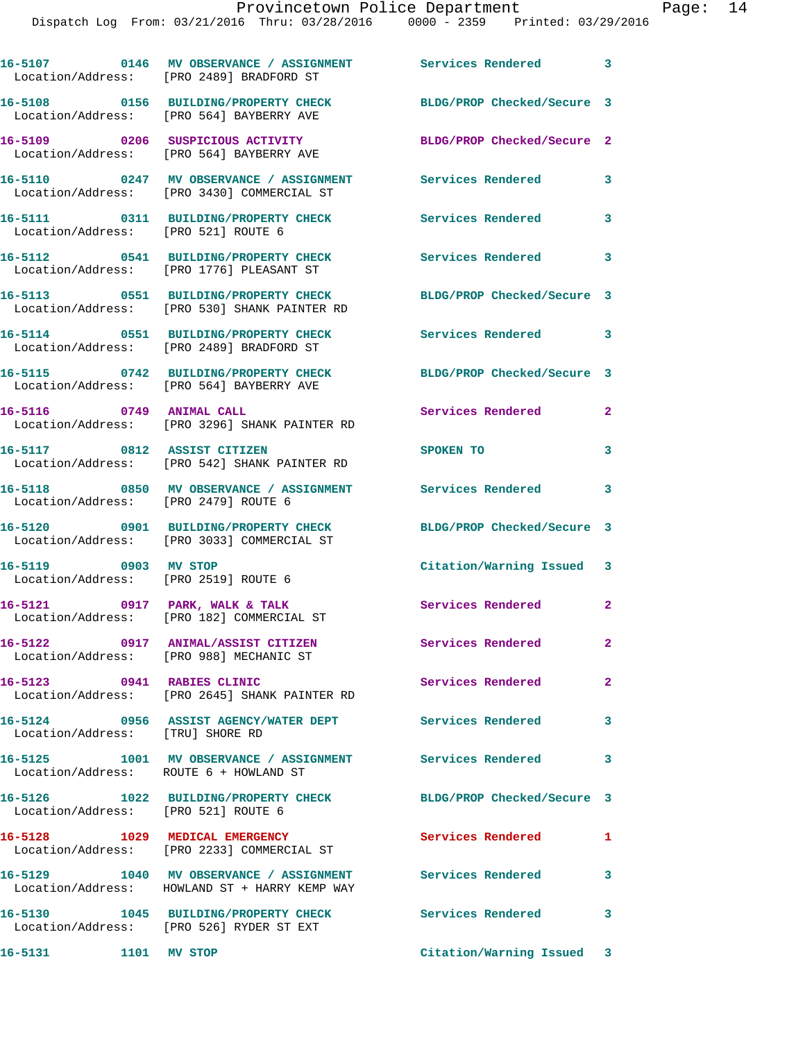| Call # | Time | Call Reason | Action | Priority |
|---|---|---|---|---|
| 16-5107 | 0146 | MV OBSERVANCE / ASSIGNMENT | Services Rendered | 3 |
| Location/Address: [PRO 2489] BRADFORD ST | | | | |
| 16-5108 | 0156 | BUILDING/PROPERTY CHECK | BLDG/PROP Checked/Secure | 3 |
| Location/Address: [PRO 564] BAYBERRY AVE | | | | |
| 16-5109 | 0206 | SUSPICIOUS ACTIVITY | BLDG/PROP Checked/Secure | 2 |
| Location/Address: [PRO 564] BAYBERRY AVE | | | | |
| 16-5110 | 0247 | MV OBSERVANCE / ASSIGNMENT | Services Rendered | 3 |
| Location/Address: [PRO 3430] COMMERCIAL ST | | | | |
| 16-5111 | 0311 | BUILDING/PROPERTY CHECK | Services Rendered | 3 |
| Location/Address: [PRO 521] ROUTE 6 | | | | |
| 16-5112 | 0541 | BUILDING/PROPERTY CHECK | Services Rendered | 3 |
| Location/Address: [PRO 1776] PLEASANT ST | | | | |
| 16-5113 | 0551 | BUILDING/PROPERTY CHECK | BLDG/PROP Checked/Secure | 3 |
| Location/Address: [PRO 530] SHANK PAINTER RD | | | | |
| 16-5114 | 0551 | BUILDING/PROPERTY CHECK | Services Rendered | 3 |
| Location/Address: [PRO 2489] BRADFORD ST | | | | |
| 16-5115 | 0742 | BUILDING/PROPERTY CHECK | BLDG/PROP Checked/Secure | 3 |
| Location/Address: [PRO 564] BAYBERRY AVE | | | | |
| 16-5116 | 0749 | ANIMAL CALL | Services Rendered | 2 |
| Location/Address: [PRO 3296] SHANK PAINTER RD | | | | |
| 16-5117 | 0812 | ASSIST CITIZEN | SPOKEN TO | 3 |
| Location/Address: [PRO 542] SHANK PAINTER RD | | | | |
| 16-5118 | 0850 | MV OBSERVANCE / ASSIGNMENT | Services Rendered | 3 |
| Location/Address: [PRO 2479] ROUTE 6 | | | | |
| 16-5120 | 0901 | BUILDING/PROPERTY CHECK | BLDG/PROP Checked/Secure | 3 |
| Location/Address: [PRO 3033] COMMERCIAL ST | | | | |
| 16-5119 | 0903 | MV STOP | Citation/Warning Issued | 3 |
| Location/Address: [PRO 2519] ROUTE 6 | | | | |
| 16-5121 | 0917 | PARK, WALK & TALK | Services Rendered | 2 |
| Location/Address: [PRO 182] COMMERCIAL ST | | | | |
| 16-5122 | 0917 | ANIMAL/ASSIST CITIZEN | Services Rendered | 2 |
| Location/Address: [PRO 988] MECHANIC ST | | | | |
| 16-5123 | 0941 | RABIES CLINIC | Services Rendered | 2 |
| Location/Address: [PRO 2645] SHANK PAINTER RD | | | | |
| 16-5124 | 0956 | ASSIST AGENCY/WATER DEPT | Services Rendered | 3 |
| Location/Address: [TRU] SHORE RD | | | | |
| 16-5125 | 1001 | MV OBSERVANCE / ASSIGNMENT | Services Rendered | 3 |
| Location/Address: ROUTE 6 + HOWLAND ST | | | | |
| 16-5126 | 1022 | BUILDING/PROPERTY CHECK | BLDG/PROP Checked/Secure | 3 |
| Location/Address: [PRO 521] ROUTE 6 | | | | |
| 16-5128 | 1029 | MEDICAL EMERGENCY | Services Rendered | 1 |
| Location/Address: [PRO 2233] COMMERCIAL ST | | | | |
| 16-5129 | 1040 | MV OBSERVANCE / ASSIGNMENT | Services Rendered | 3 |
| Location/Address: HOWLAND ST + HARRY KEMP WAY | | | | |
| 16-5130 | 1045 | BUILDING/PROPERTY CHECK | Services Rendered | 3 |
| Location/Address: [PRO 526] RYDER ST EXT | | | | |
| 16-5131 | 1101 | MV STOP | Citation/Warning Issued | 3 |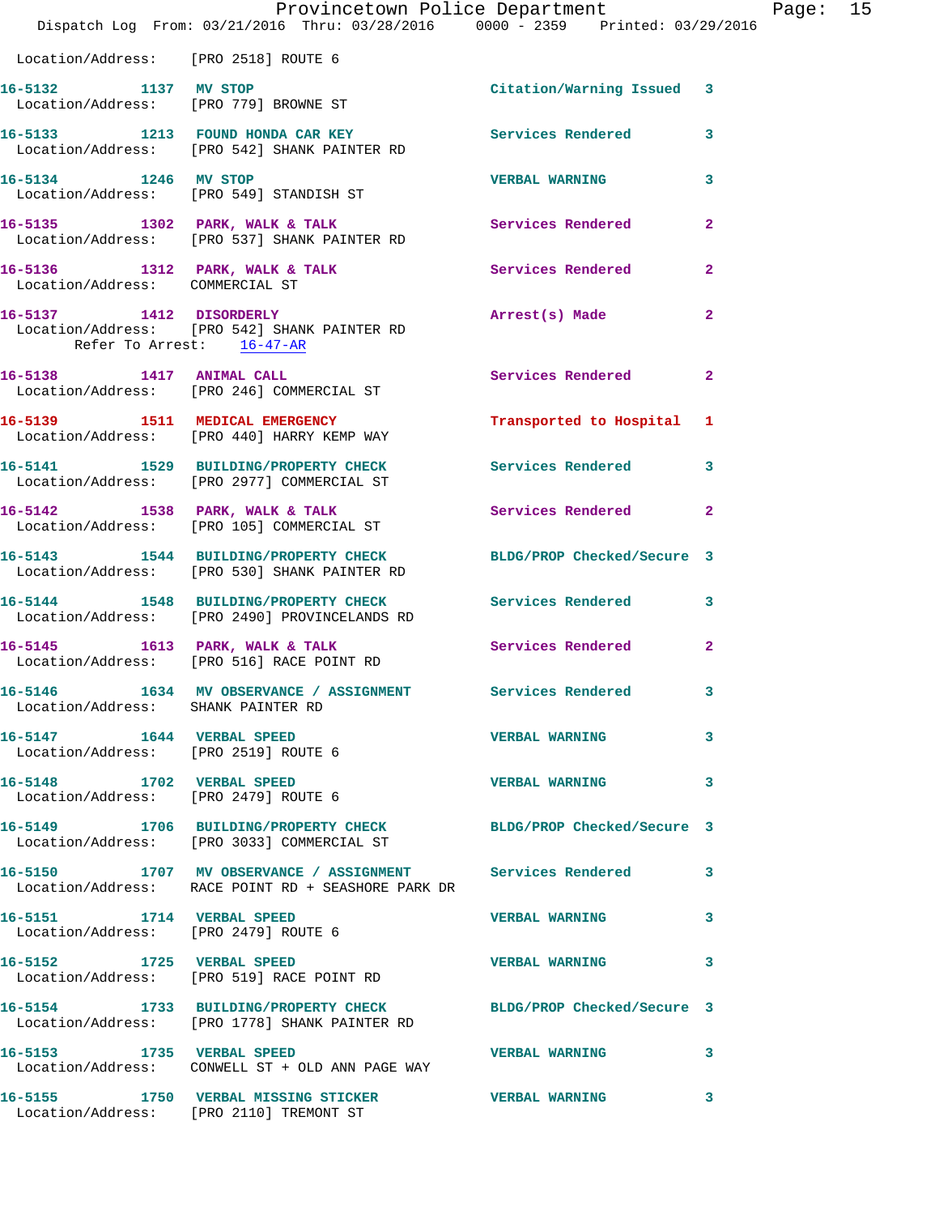Location/Address: [PRO 2518] ROUTE 6

**16-5132** 1137 **MV STOP** Citation/Warning Issued 3
Location/Address: [PRO 779] BROWNE ST

**16-5133** 1213 **FOUND HONDA CAR KEY** Services Rendered 3
Location/Address: [PRO 542] SHANK PAINTER RD

**16-5134** 1246 **MV STOP** VERBAL WARNING 3
Location/Address: [PRO 549] STANDISH ST

**16-5135** 1302 **PARK, WALK & TALK** Services Rendered 2
Location/Address: [PRO 537] SHANK PAINTER RD

**16-5136** 1312 **PARK, WALK & TALK** Services Rendered 2
Location/Address: COMMERCIAL ST

**16-5137** 1412 **DISORDERLY** Arrest(s) Made 2
Location/Address: [PRO 542] SHANK PAINTER RD
Refer To Arrest: 16-47-AR

**16-5138** 1417 **ANIMAL CALL** Services Rendered 2
Location/Address: [PRO 246] COMMERCIAL ST

**16-5139** 1511 **MEDICAL EMERGENCY** Transported to Hospital 1
Location/Address: [PRO 440] HARRY KEMP WAY

**16-5141** 1529 **BUILDING/PROPERTY CHECK** Services Rendered 3
Location/Address: [PRO 2977] COMMERCIAL ST

**16-5142** 1538 **PARK, WALK & TALK** Services Rendered 2
Location/Address: [PRO 105] COMMERCIAL ST

**16-5143** 1544 **BUILDING/PROPERTY CHECK** BLDG/PROP Checked/Secure 3
Location/Address: [PRO 530] SHANK PAINTER RD

**16-5144** 1548 **BUILDING/PROPERTY CHECK** Services Rendered 3
Location/Address: [PRO 2490] PROVINCELANDS RD

**16-5145** 1613 **PARK, WALK & TALK** Services Rendered 2
Location/Address: [PRO 516] RACE POINT RD

**16-5146** 1634 **MV OBSERVANCE / ASSIGNMENT** Services Rendered 3
Location/Address: SHANK PAINTER RD

**16-5147** 1644 **VERBAL SPEED** VERBAL WARNING 3
Location/Address: [PRO 2519] ROUTE 6

**16-5148** 1702 **VERBAL SPEED** VERBAL WARNING 3
Location/Address: [PRO 2479] ROUTE 6

**16-5149** 1706 **BUILDING/PROPERTY CHECK** BLDG/PROP Checked/Secure 3
Location/Address: [PRO 3033] COMMERCIAL ST

**16-5150** 1707 **MV OBSERVANCE / ASSIGNMENT** Services Rendered 3
Location/Address: RACE POINT RD + SEASHORE PARK DR

**16-5151** 1714 **VERBAL SPEED** VERBAL WARNING 3
Location/Address: [PRO 2479] ROUTE 6

**16-5152** 1725 **VERBAL SPEED** VERBAL WARNING 3
Location/Address: [PRO 519] RACE POINT RD

**16-5154** 1733 **BUILDING/PROPERTY CHECK** BLDG/PROP Checked/Secure 3
Location/Address: [PRO 1778] SHANK PAINTER RD

**16-5153** 1735 **VERBAL SPEED** VERBAL WARNING 3
Location/Address: CONWELL ST + OLD ANN PAGE WAY

**16-5155** 1750 **VERBAL MISSING STICKER** VERBAL WARNING 3
Location/Address: [PRO 2110] TREMONT ST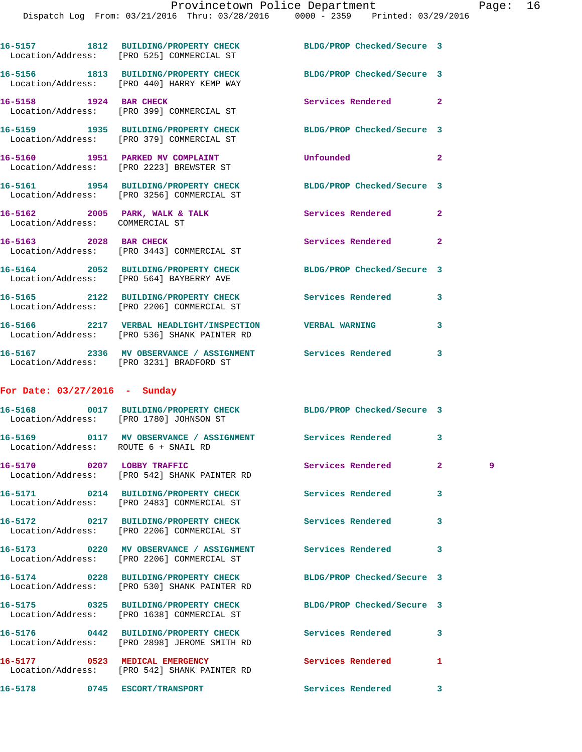16-5157 1812 BUILDING/PROPERTY CHECK BLDG/PROP Checked/Secure 3
Location/Address: [PRO 525] COMMERCIAL ST

16-5156 1813 BUILDING/PROPERTY CHECK BLDG/PROP Checked/Secure 3
Location/Address: [PRO 440] HARRY KEMP WAY

16-5158 1924 BAR CHECK Services Rendered 2
Location/Address: [PRO 399] COMMERCIAL ST

16-5159 1935 BUILDING/PROPERTY CHECK BLDG/PROP Checked/Secure 3
Location/Address: [PRO 379] COMMERCIAL ST

16-5160 1951 PARKED MV COMPLAINT Unfounded 2
Location/Address: [PRO 2223] BREWSTER ST

16-5161 1954 BUILDING/PROPERTY CHECK BLDG/PROP Checked/Secure 3
Location/Address: [PRO 3256] COMMERCIAL ST

16-5162 2005 PARK, WALK & TALK Services Rendered 2
Location/Address: COMMERCIAL ST

16-5163 2028 BAR CHECK Services Rendered 2
Location/Address: [PRO 3443] COMMERCIAL ST

16-5164 2052 BUILDING/PROPERTY CHECK BLDG/PROP Checked/Secure 3
Location/Address: [PRO 564] BAYBERRY AVE

16-5165 2122 BUILDING/PROPERTY CHECK Services Rendered 3
Location/Address: [PRO 2206] COMMERCIAL ST

16-5166 2217 VERBAL HEADLIGHT/INSPECTION VERBAL WARNING 3
Location/Address: [PRO 536] SHANK PAINTER RD

16-5167 2336 MV OBSERVANCE / ASSIGNMENT Services Rendered 3
Location/Address: [PRO 3231] BRADFORD ST

## For Date: 03/27/2016 - Sunday

16-5168 0017 BUILDING/PROPERTY CHECK BLDG/PROP Checked/Secure 3
Location/Address: [PRO 1780] JOHNSON ST

16-5169 0117 MV OBSERVANCE / ASSIGNMENT Services Rendered 3
Location/Address: ROUTE 6 + SNAIL RD

16-5170 0207 LOBBY TRAFFIC Services Rendered 2 9
Location/Address: [PRO 542] SHANK PAINTER RD

16-5171 0214 BUILDING/PROPERTY CHECK Services Rendered 3
Location/Address: [PRO 2483] COMMERCIAL ST

16-5172 0217 BUILDING/PROPERTY CHECK Services Rendered 3
Location/Address: [PRO 2206] COMMERCIAL ST

16-5173 0220 MV OBSERVANCE / ASSIGNMENT Services Rendered 3
Location/Address: [PRO 2206] COMMERCIAL ST

16-5174 0228 BUILDING/PROPERTY CHECK BLDG/PROP Checked/Secure 3
Location/Address: [PRO 530] SHANK PAINTER RD

16-5175 0325 BUILDING/PROPERTY CHECK BLDG/PROP Checked/Secure 3
Location/Address: [PRO 1638] COMMERCIAL ST

16-5176 0442 BUILDING/PROPERTY CHECK Services Rendered 3
Location/Address: [PRO 2898] JEROME SMITH RD

16-5177 0523 MEDICAL EMERGENCY Services Rendered 1
Location/Address: [PRO 542] SHANK PAINTER RD

16-5178 0745 ESCORT/TRANSPORT Services Rendered 3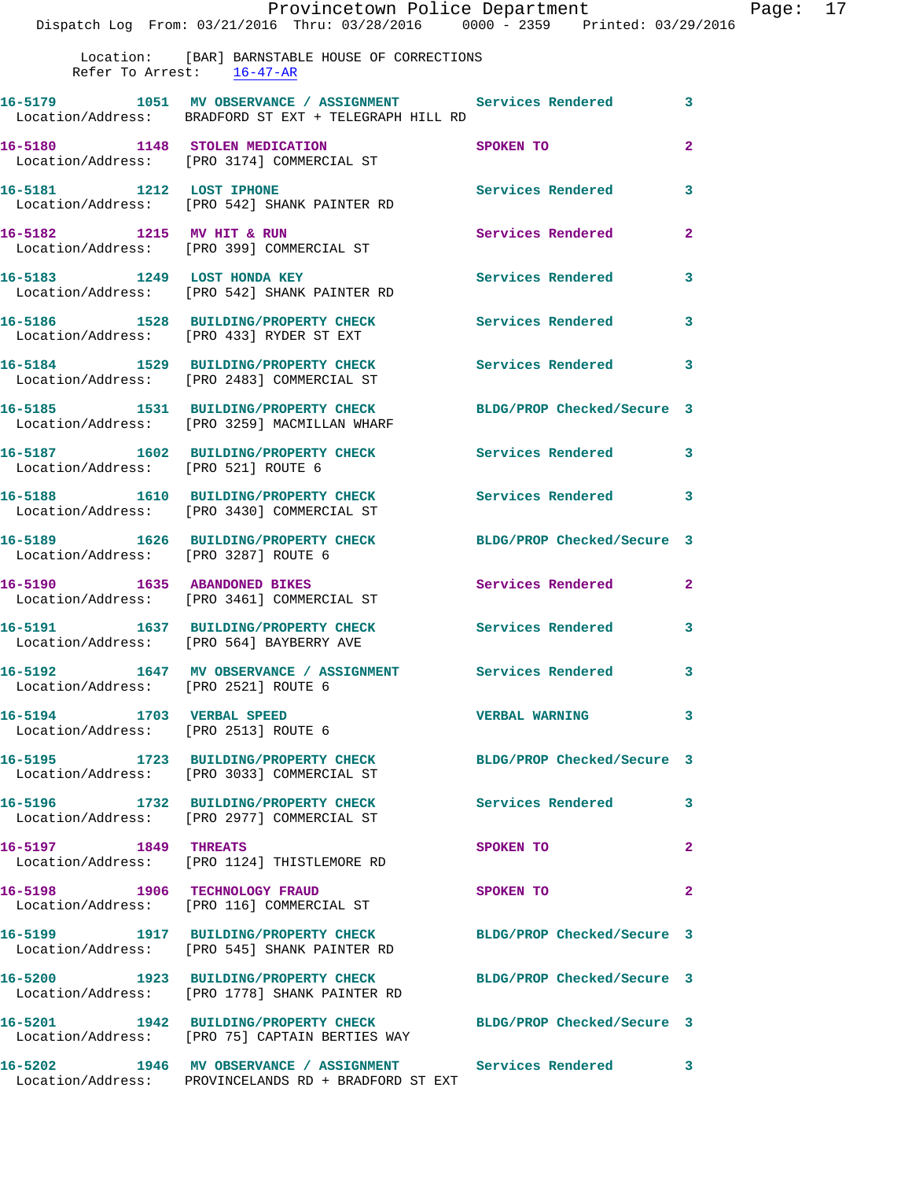Location: [BAR] BARNSTABLE HOUSE OF CORRECTIONS
Refer To Arrest: 16-47-AR

16-5179 1051 MV OBSERVANCE / ASSIGNMENT Services Rendered 3
Location/Address: BRADFORD ST EXT + TELEGRAPH HILL RD

16-5180 1148 STOLEN MEDICATION SPOKEN TO 2
Location/Address: [PRO 3174] COMMERCIAL ST

16-5181 1212 LOST IPHONE Services Rendered 3
Location/Address: [PRO 542] SHANK PAINTER RD

16-5182 1215 MV HIT & RUN Services Rendered 2
Location/Address: [PRO 399] COMMERCIAL ST

16-5183 1249 LOST HONDA KEY Services Rendered 3
Location/Address: [PRO 542] SHANK PAINTER RD

16-5186 1528 BUILDING/PROPERTY CHECK Services Rendered 3
Location/Address: [PRO 433] RYDER ST EXT

16-5184 1529 BUILDING/PROPERTY CHECK Services Rendered 3
Location/Address: [PRO 2483] COMMERCIAL ST

16-5185 1531 BUILDING/PROPERTY CHECK BLDG/PROP Checked/Secure 3
Location/Address: [PRO 3259] MACMILLAN WHARF

16-5187 1602 BUILDING/PROPERTY CHECK Services Rendered 3
Location/Address: [PRO 521] ROUTE 6

16-5188 1610 BUILDING/PROPERTY CHECK Services Rendered 3
Location/Address: [PRO 3430] COMMERCIAL ST

16-5189 1626 BUILDING/PROPERTY CHECK BLDG/PROP Checked/Secure 3
Location/Address: [PRO 3287] ROUTE 6

16-5190 1635 ABANDONED BIKES Services Rendered 2
Location/Address: [PRO 3461] COMMERCIAL ST

16-5191 1637 BUILDING/PROPERTY CHECK Services Rendered 3
Location/Address: [PRO 564] BAYBERRY AVE

16-5192 1647 MV OBSERVANCE / ASSIGNMENT Services Rendered 3
Location/Address: [PRO 2521] ROUTE 6

16-5194 1703 VERBAL SPEED VERBAL WARNING 3
Location/Address: [PRO 2513] ROUTE 6

16-5195 1723 BUILDING/PROPERTY CHECK BLDG/PROP Checked/Secure 3
Location/Address: [PRO 3033] COMMERCIAL ST

16-5196 1732 BUILDING/PROPERTY CHECK Services Rendered 3
Location/Address: [PRO 2977] COMMERCIAL ST

16-5197 1849 THREATS SPOKEN TO 2
Location/Address: [PRO 1124] THISTLEMORE RD

16-5198 1906 TECHNOLOGY FRAUD SPOKEN TO 2
Location/Address: [PRO 116] COMMERCIAL ST

16-5199 1917 BUILDING/PROPERTY CHECK BLDG/PROP Checked/Secure 3
Location/Address: [PRO 545] SHANK PAINTER RD

16-5200 1923 BUILDING/PROPERTY CHECK BLDG/PROP Checked/Secure 3
Location/Address: [PRO 1778] SHANK PAINTER RD

16-5201 1942 BUILDING/PROPERTY CHECK BLDG/PROP Checked/Secure 3
Location/Address: [PRO 75] CAPTAIN BERTIES WAY

16-5202 1946 MV OBSERVANCE / ASSIGNMENT Services Rendered 3
Location/Address: PROVINCELANDS RD + BRADFORD ST EXT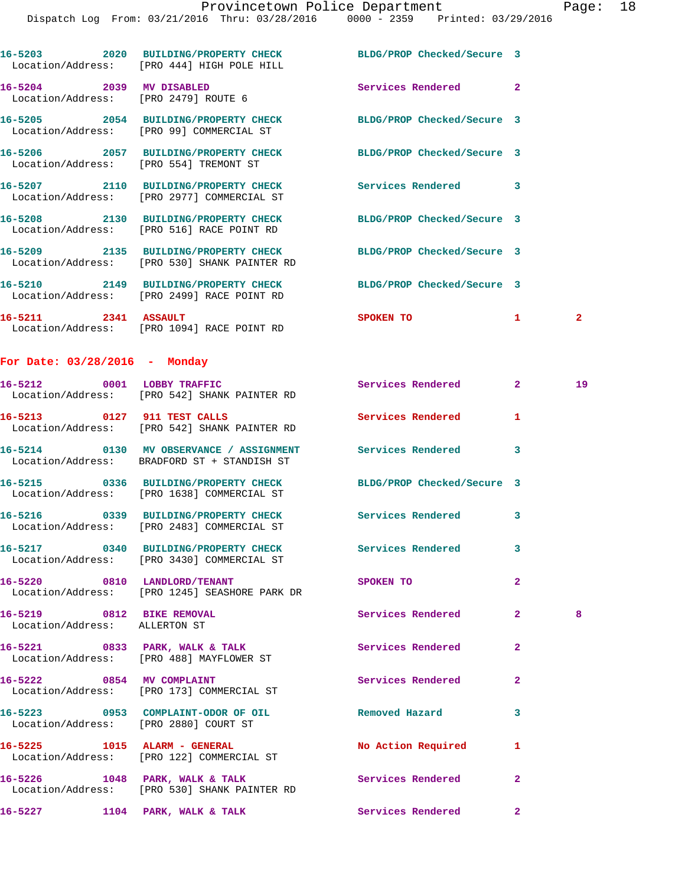16-5203 2020 BUILDING/PROPERTY CHECK BLDG/PROP Checked/Secure 3
Location/Address: [PRO 444] HIGH POLE HILL

16-5204 2039 MV DISABLED Services Rendered 2
Location/Address: [PRO 2479] ROUTE 6

16-5205 2054 BUILDING/PROPERTY CHECK BLDG/PROP Checked/Secure 3
Location/Address: [PRO 99] COMMERCIAL ST

16-5206 2057 BUILDING/PROPERTY CHECK BLDG/PROP Checked/Secure 3
Location/Address: [PRO 554] TREMONT ST

16-5207 2110 BUILDING/PROPERTY CHECK Services Rendered 3
Location/Address: [PRO 2977] COMMERCIAL ST

16-5208 2130 BUILDING/PROPERTY CHECK BLDG/PROP Checked/Secure 3
Location/Address: [PRO 516] RACE POINT RD

16-5209 2135 BUILDING/PROPERTY CHECK BLDG/PROP Checked/Secure 3
Location/Address: [PRO 530] SHANK PAINTER RD

16-5210 2149 BUILDING/PROPERTY CHECK BLDG/PROP Checked/Secure 3
Location/Address: [PRO 2499] RACE POINT RD

16-5211 2341 ASSAULT SPOKEN TO 1 2
Location/Address: [PRO 1094] RACE POINT RD

**For Date: 03/28/2016 - Monday**

16-5212 0001 LOBBY TRAFFIC Services Rendered 2 19
Location/Address: [PRO 542] SHANK PAINTER RD

16-5213 0127 911 TEST CALLS Services Rendered 1
Location/Address: [PRO 542] SHANK PAINTER RD

16-5214 0130 MV OBSERVANCE / ASSIGNMENT Services Rendered 3
Location/Address: BRADFORD ST + STANDISH ST

16-5215 0336 BUILDING/PROPERTY CHECK BLDG/PROP Checked/Secure 3
Location/Address: [PRO 1638] COMMERCIAL ST

16-5216 0339 BUILDING/PROPERTY CHECK Services Rendered 3
Location/Address: [PRO 2483] COMMERCIAL ST

16-5217 0340 BUILDING/PROPERTY CHECK Services Rendered 3
Location/Address: [PRO 3430] COMMERCIAL ST

16-5220 0810 LANDLORD/TENANT SPOKEN TO 2
Location/Address: [PRO 1245] SEASHORE PARK DR

16-5219 0812 BIKE REMOVAL Services Rendered 2 8
Location/Address: ALLERTON ST

16-5221 0833 PARK, WALK & TALK Services Rendered 2
Location/Address: [PRO 488] MAYFLOWER ST

16-5222 0854 MV COMPLAINT Services Rendered 2
Location/Address: [PRO 173] COMMERCIAL ST

16-5223 0953 COMPLAINT-ODOR OF OIL Removed Hazard 3
Location/Address: [PRO 2880] COURT ST

16-5225 1015 ALARM - GENERAL No Action Required 1
Location/Address: [PRO 122] COMMERCIAL ST

16-5226 1048 PARK, WALK & TALK Services Rendered 2
Location/Address: [PRO 530] SHANK PAINTER RD

16-5227 1104 PARK, WALK & TALK Services Rendered 2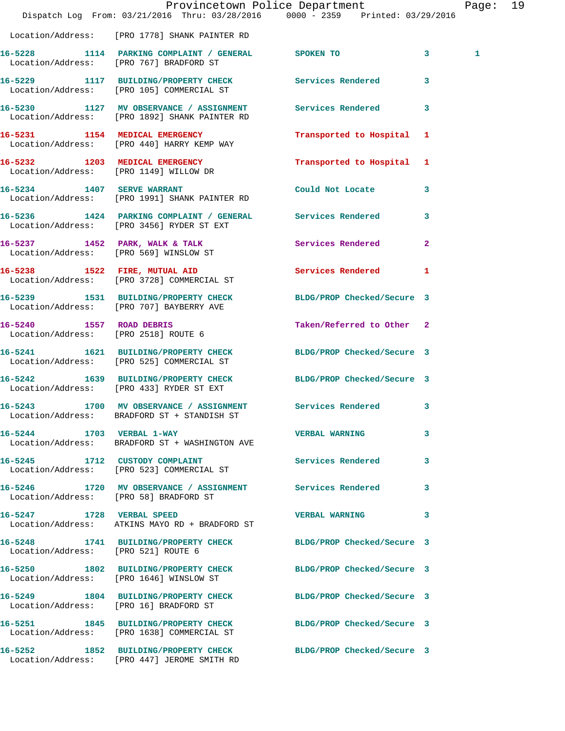Location/Address: [PRO 1778] SHANK PAINTER RD

| Call Number | Time | Call Reason | Action | Priority | |
|---|---|---|---|---|---|
| 16-5228 | 1114 | PARKING COMPLAINT / GENERAL | SPOKEN TO | 3 | 1 |
| | | Location/Address: [PRO 767] BRADFORD ST | | | |
| 16-5229 | 1117 | BUILDING/PROPERTY CHECK | Services Rendered | 3 | |
| | | Location/Address: [PRO 105] COMMERCIAL ST | | | |
| 16-5230 | 1127 | MV OBSERVANCE / ASSIGNMENT | Services Rendered | 3 | |
| | | Location/Address: [PRO 1892] SHANK PAINTER RD | | | |
| 16-5231 | 1154 | MEDICAL EMERGENCY | Transported to Hospital | 1 | |
| | | Location/Address: [PRO 440] HARRY KEMP WAY | | | |
| 16-5232 | 1203 | MEDICAL EMERGENCY | Transported to Hospital | 1 | |
| | | Location/Address: [PRO 1149] WILLOW DR | | | |
| 16-5234 | 1407 | SERVE WARRANT | Could Not Locate | 3 | |
| | | Location/Address: [PRO 1991] SHANK PAINTER RD | | | |
| 16-5236 | 1424 | PARKING COMPLAINT / GENERAL | Services Rendered | 3 | |
| | | Location/Address: [PRO 3456] RYDER ST EXT | | | |
| 16-5237 | 1452 | PARK, WALK & TALK | Services Rendered | 2 | |
| | | Location/Address: [PRO 569] WINSLOW ST | | | |
| 16-5238 | 1522 | FIRE, MUTUAL AID | Services Rendered | 1 | |
| | | Location/Address: [PRO 3728] COMMERCIAL ST | | | |
| 16-5239 | 1531 | BUILDING/PROPERTY CHECK | BLDG/PROP Checked/Secure | 3 | |
| | | Location/Address: [PRO 707] BAYBERRY AVE | | | |
| 16-5240 | 1557 | ROAD DEBRIS | Taken/Referred to Other | 2 | |
| | | Location/Address: [PRO 2518] ROUTE 6 | | | |
| 16-5241 | 1621 | BUILDING/PROPERTY CHECK | BLDG/PROP Checked/Secure | 3 | |
| | | Location/Address: [PRO 525] COMMERCIAL ST | | | |
| 16-5242 | 1639 | BUILDING/PROPERTY CHECK | BLDG/PROP Checked/Secure | 3 | |
| | | Location/Address: [PRO 433] RYDER ST EXT | | | |
| 16-5243 | 1700 | MV OBSERVANCE / ASSIGNMENT | Services Rendered | 3 | |
| | | Location/Address: BRADFORD ST + STANDISH ST | | | |
| 16-5244 | 1703 | VERBAL 1-WAY | VERBAL WARNING | 3 | |
| | | Location/Address: BRADFORD ST + WASHINGTON AVE | | | |
| 16-5245 | 1712 | CUSTODY COMPLAINT | Services Rendered | 3 | |
| | | Location/Address: [PRO 523] COMMERCIAL ST | | | |
| 16-5246 | 1720 | MV OBSERVANCE / ASSIGNMENT | Services Rendered | 3 | |
| | | Location/Address: [PRO 58] BRADFORD ST | | | |
| 16-5247 | 1728 | VERBAL SPEED | VERBAL WARNING | 3 | |
| | | Location/Address: ATKINS MAYO RD + BRADFORD ST | | | |
| 16-5248 | 1741 | BUILDING/PROPERTY CHECK | BLDG/PROP Checked/Secure | 3 | |
| | | Location/Address: [PRO 521] ROUTE 6 | | | |
| 16-5250 | 1802 | BUILDING/PROPERTY CHECK | BLDG/PROP Checked/Secure | 3 | |
| | | Location/Address: [PRO 1646] WINSLOW ST | | | |
| 16-5249 | 1804 | BUILDING/PROPERTY CHECK | BLDG/PROP Checked/Secure | 3 | |
| | | Location/Address: [PRO 16] BRADFORD ST | | | |
| 16-5251 | 1845 | BUILDING/PROPERTY CHECK | BLDG/PROP Checked/Secure | 3 | |
| | | Location/Address: [PRO 1638] COMMERCIAL ST | | | |
| 16-5252 | 1852 | BUILDING/PROPERTY CHECK | BLDG/PROP Checked/Secure | 3 | |
| | | Location/Address: [PRO 447] JEROME SMITH RD | | | |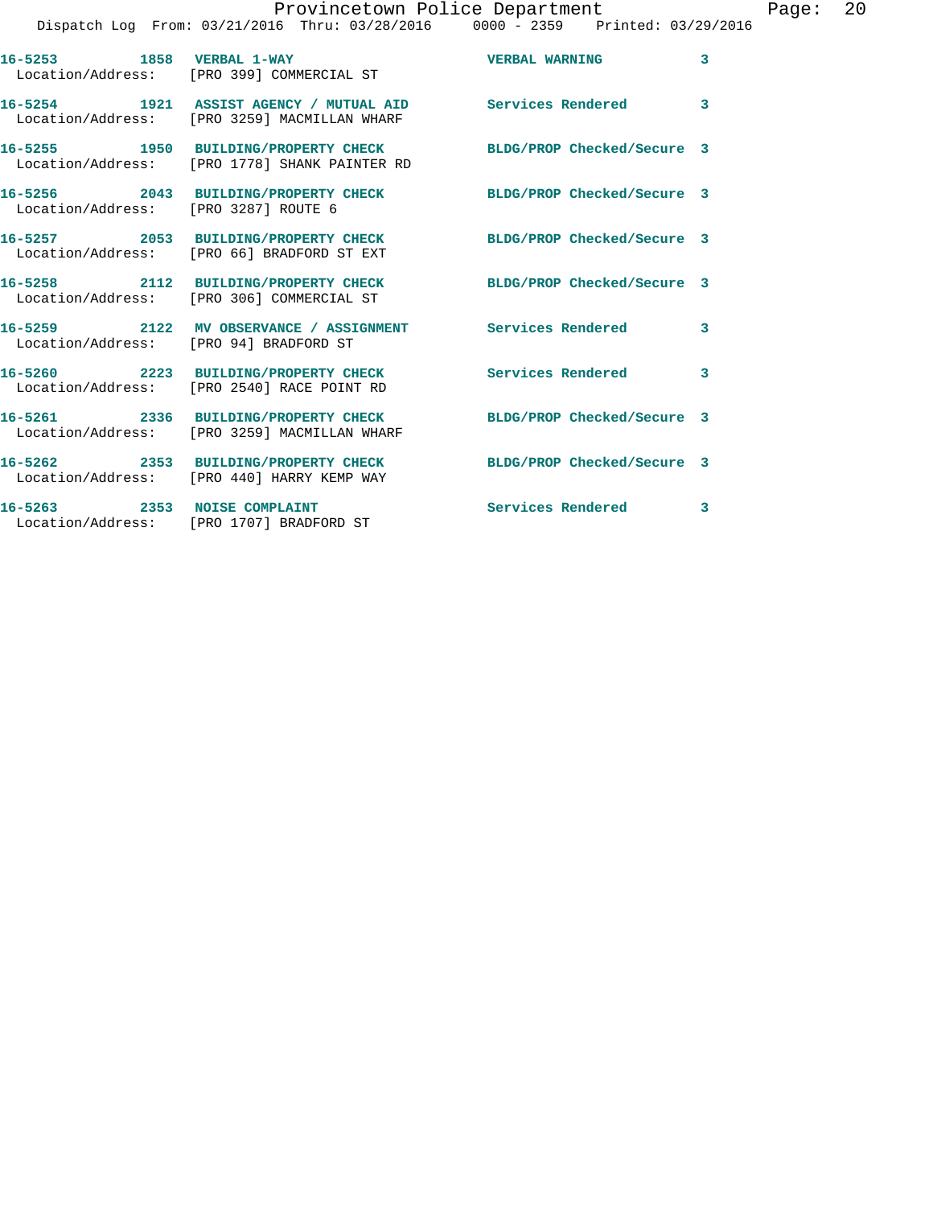**16-5253 1858 VERBAL 1-WAY** VERBAL WARNING 3
Location/Address: [PRO 399] COMMERCIAL ST

**16-5254 1921 ASSIST AGENCY / MUTUAL AID** Services Rendered 3
Location/Address: [PRO 3259] MACMILLAN WHARF

**16-5255 1950 BUILDING/PROPERTY CHECK** BLDG/PROP Checked/Secure 3
Location/Address: [PRO 1778] SHANK PAINTER RD

**16-5256 2043 BUILDING/PROPERTY CHECK** BLDG/PROP Checked/Secure 3
Location/Address: [PRO 3287] ROUTE 6

**16-5257 2053 BUILDING/PROPERTY CHECK** BLDG/PROP Checked/Secure 3
Location/Address: [PRO 66] BRADFORD ST EXT

**16-5258 2112 BUILDING/PROPERTY CHECK** BLDG/PROP Checked/Secure 3
Location/Address: [PRO 306] COMMERCIAL ST

**16-5259 2122 MV OBSERVANCE / ASSIGNMENT** Services Rendered 3
Location/Address: [PRO 94] BRADFORD ST

**16-5260 2223 BUILDING/PROPERTY CHECK** Services Rendered 3
Location/Address: [PRO 2540] RACE POINT RD

**16-5261 2336 BUILDING/PROPERTY CHECK** BLDG/PROP Checked/Secure 3
Location/Address: [PRO 3259] MACMILLAN WHARF

**16-5262 2353 BUILDING/PROPERTY CHECK** BLDG/PROP Checked/Secure 3
Location/Address: [PRO 440] HARRY KEMP WAY

**16-5263 2353 NOISE COMPLAINT** Services Rendered 3
Location/Address: [PRO 1707] BRADFORD ST